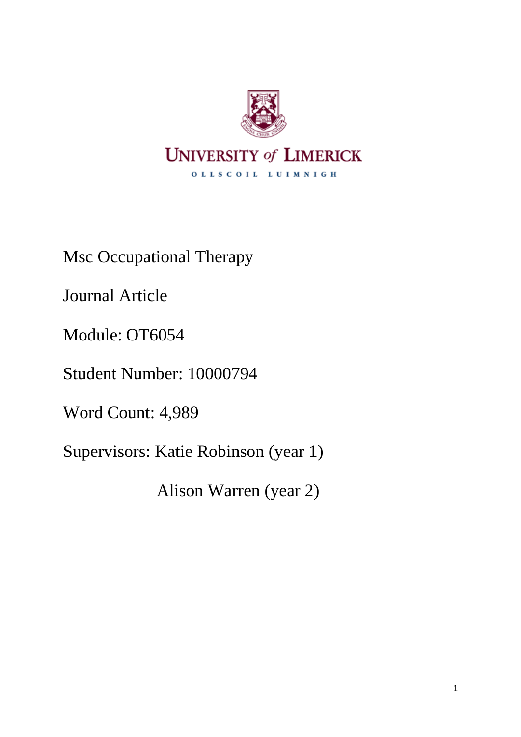UNIVERSITY of LIMERICK

OLLSCOIL LUIMNIGH

Msc Occupational Therapy

Journal Article

Module: OT6054

Student Number: 10000794

Word Count: 4,989

Supervisors: Katie Robinson (year 1)

Alison Warren (year 2)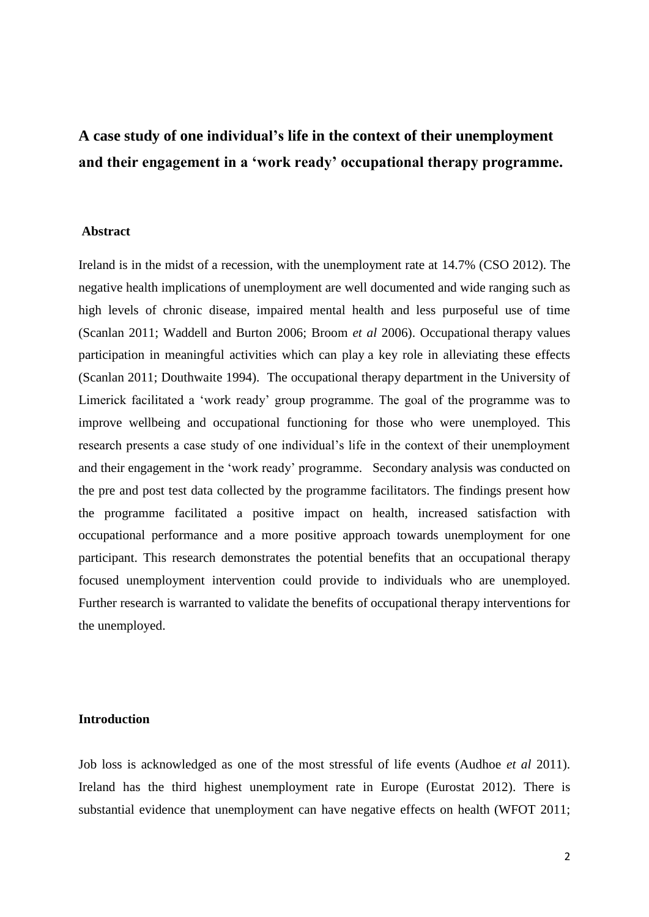# A case study of one individual's life in the context of their unemployment and their engagement in a 'work ready' occupational therapy programme.

## Abstract

Ireland is in the midst of a recession, with the unemployment rate at 14.7% (CSO 2012). The negative health implications of unemployment are well documented and wide ranging such as high levels of chronic disease, impaired mental health and less purposeful use of time (Scanlan 2011; Waddell and Burton 2006; Broom *et al* 2006). Occupational therapy values participation in meaningful activities which can play a key role in alleviating these effects (Scanlan 2011; Douthwaite 1994). The occupational therapy department in the University of Limerick facilitated a 'work ready' group programme. The goal of the programme was to improve wellbeing and occupational functioning for those who were unemployed. This research presents a case study of one individual's life in the context of their unemployment and their engagement in the 'work ready' programme. Secondary analysis was conducted on the pre and post test data collected by the programme facilitators. The findings present how the programme facilitated a positive impact on health, increased satisfaction with occupational performance and a more positive approach towards unemployment for one participant. This research demonstrates the potential benefits that an occupational therapy focused unemployment intervention could provide to individuals who are unemployed. Further research is warranted to validate the benefits of occupational therapy interventions for the unemployed.

## Introduction

Job loss is acknowledged as one of the most stressful of life events (Audhoe *et al* 2011). Ireland has the third highest unemployment rate in Europe (Eurostat 2012). There is substantial evidence that unemployment can have negative effects on health (WFOT 2011;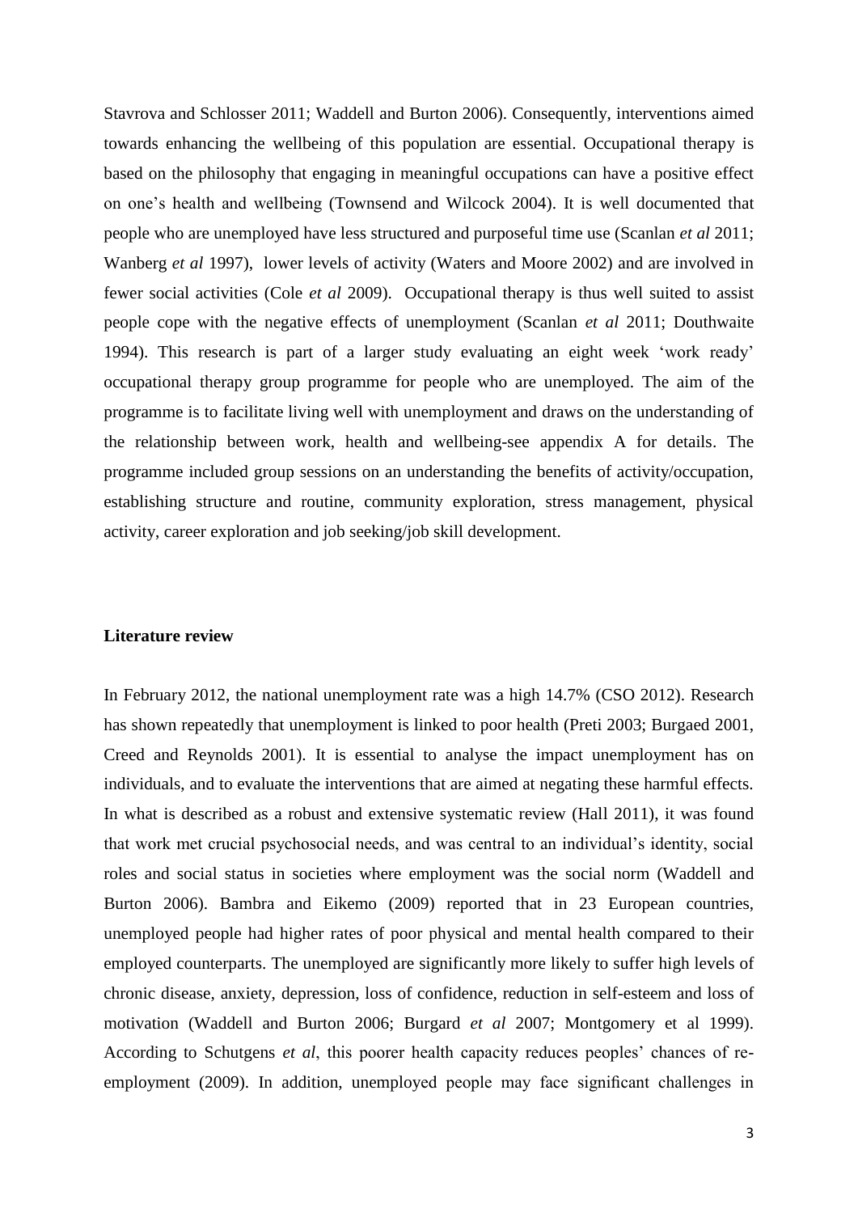Stavrova and Schlosser 2011; Waddell and Burton 2006). Consequently, interventions aimed towards enhancing the wellbeing of this population are essential. Occupational therapy is based on the philosophy that engaging in meaningful occupations can have a positive effect on one's health and wellbeing (Townsend and Wilcock 2004). It is well documented that people who are unemployed have less structured and purposeful time use (Scanlan *et al* 2011; Wanberg *et al* 1997), lower levels of activity (Waters and Moore 2002) and are involved in fewer social activities (Cole *et al* 2009). Occupational therapy is thus well suited to assist people cope with the negative effects of unemployment (Scanlan *et al* 2011; Douthwaite 1994). This research is part of a larger study evaluating an eight week 'work ready' occupational therapy group programme for people who are unemployed. The aim of the programme is to facilitate living well with unemployment and draws on the understanding of the relationship between work, health and wellbeing-see appendix A for details. The programme included group sessions on an understanding the benefits of activity/occupation, establishing structure and routine, community exploration, stress management, physical activity, career exploration and job seeking/job skill development.

**Literature review**

In February 2012, the national unemployment rate was a high 14.7% (CSO 2012). Research has shown repeatedly that unemployment is linked to poor health (Preti 2003; Burgaed 2001, Creed and Reynolds 2001). It is essential to analyse the impact unemployment has on individuals, and to evaluate the interventions that are aimed at negating these harmful effects. In what is described as a robust and extensive systematic review (Hall 2011), it was found that work met crucial psychosocial needs, and was central to an individual's identity, social roles and social status in societies where employment was the social norm (Waddell and Burton 2006). Bambra and Eikemo (2009) reported that in 23 European countries, unemployed people had higher rates of poor physical and mental health compared to their employed counterparts. The unemployed are significantly more likely to suffer high levels of chronic disease, anxiety, depression, loss of confidence, reduction in self-esteem and loss of motivation (Waddell and Burton 2006; Burgard *et al* 2007; Montgomery et al 1999). According to Schutgens *et al*, this poorer health capacity reduces peoples' chances of re-employment (2009). In addition, unemployed people may face significant challenges in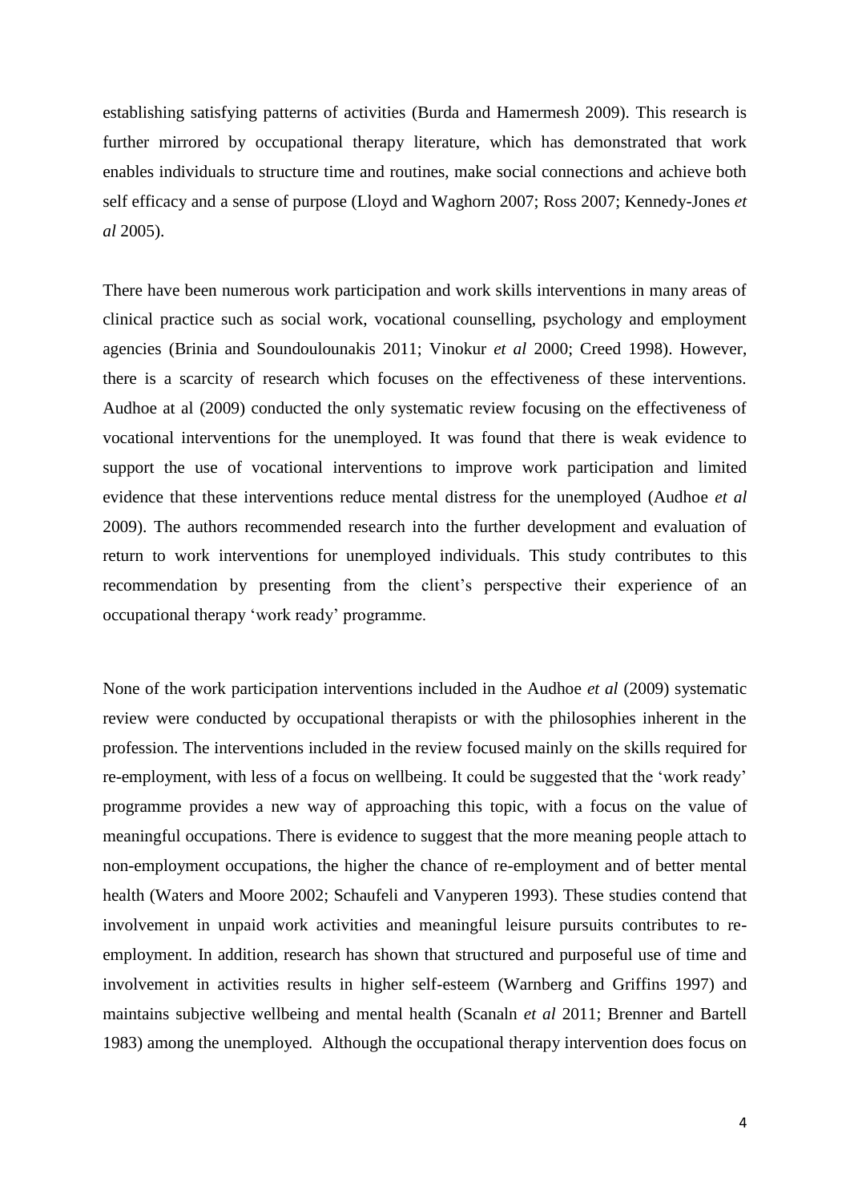establishing satisfying patterns of activities (Burda and Hamermesh 2009). This research is further mirrored by occupational therapy literature, which has demonstrated that work enables individuals to structure time and routines, make social connections and achieve both self efficacy and a sense of purpose (Lloyd and Waghorn 2007; Ross 2007; Kennedy-Jones *et al* 2005).

There have been numerous work participation and work skills interventions in many areas of clinical practice such as social work, vocational counselling, psychology and employment agencies (Brinia and Soundoulounakis 2011; Vinokur *et al* 2000; Creed 1998). However, there is a scarcity of research which focuses on the effectiveness of these interventions. Audhoe at al (2009) conducted the only systematic review focusing on the effectiveness of vocational interventions for the unemployed. It was found that there is weak evidence to support the use of vocational interventions to improve work participation and limited evidence that these interventions reduce mental distress for the unemployed (Audhoe *et al* 2009). The authors recommended research into the further development and evaluation of return to work interventions for unemployed individuals. This study contributes to this recommendation by presenting from the client's perspective their experience of an occupational therapy 'work ready' programme.

None of the work participation interventions included in the Audhoe *et al* (2009) systematic review were conducted by occupational therapists or with the philosophies inherent in the profession. The interventions included in the review focused mainly on the skills required for re-employment, with less of a focus on wellbeing. It could be suggested that the 'work ready' programme provides a new way of approaching this topic, with a focus on the value of meaningful occupations. There is evidence to suggest that the more meaning people attach to non-employment occupations, the higher the chance of re-employment and of better mental health (Waters and Moore 2002; Schaufeli and Vanyperen 1993). These studies contend that involvement in unpaid work activities and meaningful leisure pursuits contributes to re-employment. In addition, research has shown that structured and purposeful use of time and involvement in activities results in higher self-esteem (Warnberg and Griffins 1997) and maintains subjective wellbeing and mental health (Scanaln *et al* 2011; Brenner and Bartell 1983) among the unemployed. Although the occupational therapy intervention does focus on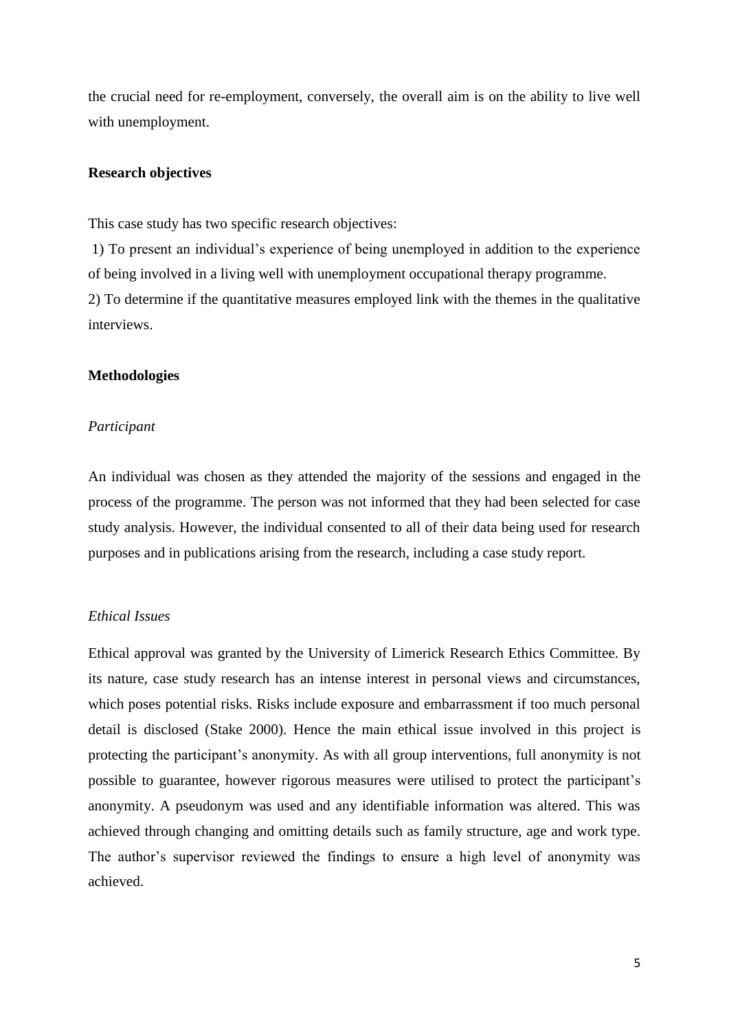the crucial need for re-employment, conversely, the overall aim is on the ability to live well with unemployment.

## Research objectives

This case study has two specific research objectives:

1) To present an individual's experience of being unemployed in addition to the experience of being involved in a living well with unemployment occupational therapy programme.
2) To determine if the quantitative measures employed link with the themes in the qualitative interviews.

## Methodologies

### *Participant*

An individual was chosen as they attended the majority of the sessions and engaged in the process of the programme. The person was not informed that they had been selected for case study analysis. However, the individual consented to all of their data being used for research purposes and in publications arising from the research, including a case study report.

### *Ethical Issues*

Ethical approval was granted by the University of Limerick Research Ethics Committee. By its nature, case study research has an intense interest in personal views and circumstances, which poses potential risks. Risks include exposure and embarrassment if too much personal detail is disclosed (Stake 2000). Hence the main ethical issue involved in this project is protecting the participant's anonymity. As with all group interventions, full anonymity is not possible to guarantee, however rigorous measures were utilised to protect the participant's anonymity. A pseudonym was used and any identifiable information was altered. This was achieved through changing and omitting details such as family structure, age and work type. The author's supervisor reviewed the findings to ensure a high level of anonymity was achieved.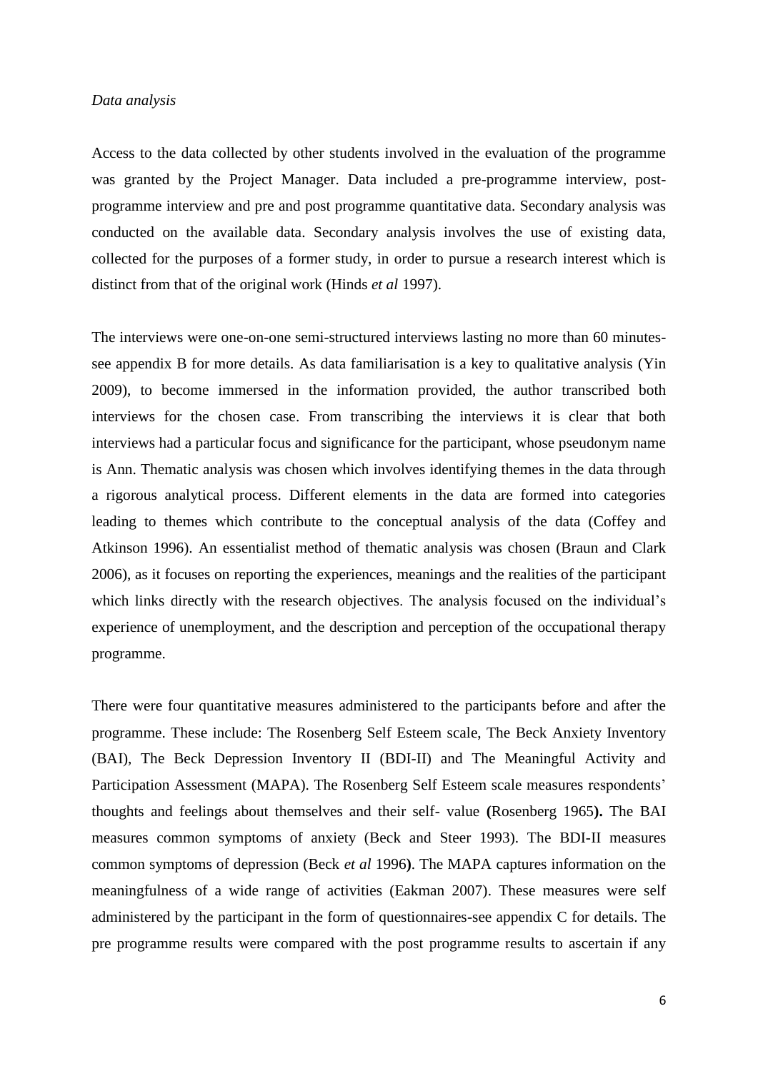*Data analysis*

Access to the data collected by other students involved in the evaluation of the programme was granted by the Project Manager. Data included a pre-programme interview, post-programme interview and pre and post programme quantitative data. Secondary analysis was conducted on the available data. Secondary analysis involves the use of existing data, collected for the purposes of a former study, in order to pursue a research interest which is distinct from that of the original work (Hinds *et al* 1997).

The interviews were one-on-one semi-structured interviews lasting no more than 60 minutes-see appendix B for more details. As data familiarisation is a key to qualitative analysis (Yin 2009), to become immersed in the information provided, the author transcribed both interviews for the chosen case. From transcribing the interviews it is clear that both interviews had a particular focus and significance for the participant, whose pseudonym name is Ann. Thematic analysis was chosen which involves identifying themes in the data through a rigorous analytical process. Different elements in the data are formed into categories leading to themes which contribute to the conceptual analysis of the data (Coffey and Atkinson 1996). An essentialist method of thematic analysis was chosen (Braun and Clark 2006), as it focuses on reporting the experiences, meanings and the realities of the participant which links directly with the research objectives. The analysis focused on the individual's experience of unemployment, and the description and perception of the occupational therapy programme.

There were four quantitative measures administered to the participants before and after the programme. These include: The Rosenberg Self Esteem scale, The Beck Anxiety Inventory (BAI), The Beck Depression Inventory II (BDI-II) and The Meaningful Activity and Participation Assessment (MAPA). The Rosenberg Self Esteem scale measures respondents' thoughts and feelings about themselves and their self- value **(**Rosenberg 1965**).** The BAI measures common symptoms of anxiety (Beck and Steer 1993). The BDI-II measures common symptoms of depression (Beck *et al* 1996**)**. The MAPA captures information on the meaningfulness of a wide range of activities (Eakman 2007). These measures were self administered by the participant in the form of questionnaires-see appendix C for details. The pre programme results were compared with the post programme results to ascertain if any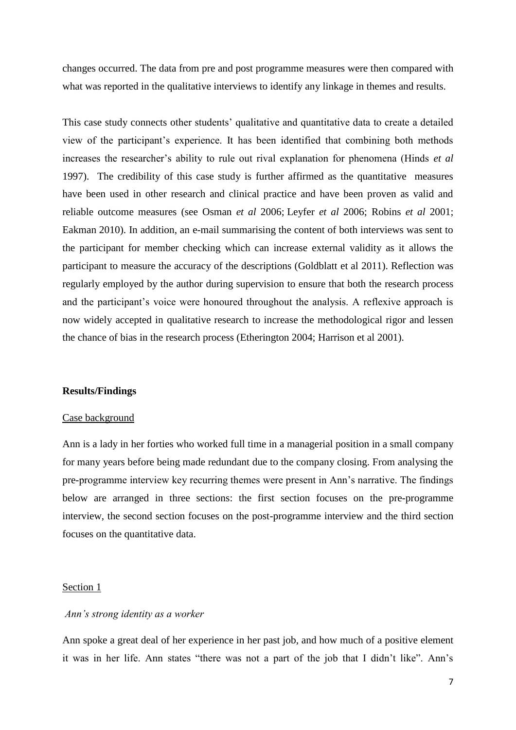changes occurred. The data from pre and post programme measures were then compared with what was reported in the qualitative interviews to identify any linkage in themes and results.

This case study connects other students' qualitative and quantitative data to create a detailed view of the participant's experience. It has been identified that combining both methods increases the researcher's ability to rule out rival explanation for phenomena (Hinds *et al* 1997). The credibility of this case study is further affirmed as the quantitative measures have been used in other research and clinical practice and have been proven as valid and reliable outcome measures (see Osman *et al* 2006; Leyfer *et al* 2006; Robins *et al* 2001; Eakman 2010). In addition, an e-mail summarising the content of both interviews was sent to the participant for member checking which can increase external validity as it allows the participant to measure the accuracy of the descriptions (Goldblatt et al 2011). Reflection was regularly employed by the author during supervision to ensure that both the research process and the participant's voice were honoured throughout the analysis. A reflexive approach is now widely accepted in qualitative research to increase the methodological rigor and lessen the chance of bias in the research process (Etherington 2004; Harrison et al 2001).

**Results/Findings**

Case background

Ann is a lady in her forties who worked full time in a managerial position in a small company for many years before being made redundant due to the company closing. From analysing the pre-programme interview key recurring themes were present in Ann's narrative. The findings below are arranged in three sections: the first section focuses on the pre-programme interview, the second section focuses on the post-programme interview and the third section focuses on the quantitative data.

Section 1

*Ann's strong identity as a worker*

Ann spoke a great deal of her experience in her past job, and how much of a positive element it was in her life. Ann states "there was not a part of the job that I didn't like". Ann's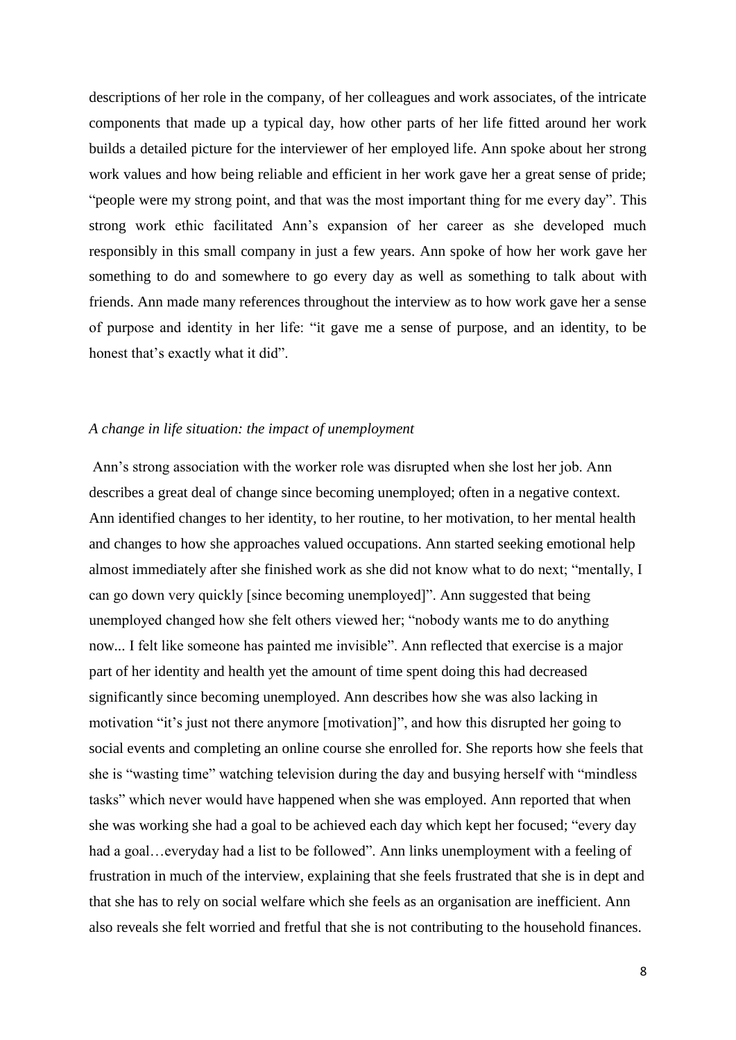descriptions of her role in the company, of her colleagues and work associates, of the intricate components that made up a typical day, how other parts of her life fitted around her work builds a detailed picture for the interviewer of her employed life. Ann spoke about her strong work values and how being reliable and efficient in her work gave her a great sense of pride; "people were my strong point, and that was the most important thing for me every day". This strong work ethic facilitated Ann's expansion of her career as she developed much responsibly in this small company in just a few years. Ann spoke of how her work gave her something to do and somewhere to go every day as well as something to talk about with friends. Ann made many references throughout the interview as to how work gave her a sense of purpose and identity in her life: "it gave me a sense of purpose, and an identity, to be honest that's exactly what it did".

*A change in life situation: the impact of unemployment*

Ann's strong association with the worker role was disrupted when she lost her job. Ann describes a great deal of change since becoming unemployed; often in a negative context. Ann identified changes to her identity, to her routine, to her motivation, to her mental health and changes to how she approaches valued occupations. Ann started seeking emotional help almost immediately after she finished work as she did not know what to do next; "mentally, I can go down very quickly [since becoming unemployed]". Ann suggested that being unemployed changed how she felt others viewed her; "nobody wants me to do anything now... I felt like someone has painted me invisible". Ann reflected that exercise is a major part of her identity and health yet the amount of time spent doing this had decreased significantly since becoming unemployed. Ann describes how she was also lacking in motivation "it's just not there anymore [motivation]", and how this disrupted her going to social events and completing an online course she enrolled for. She reports how she feels that she is "wasting time" watching television during the day and busying herself with "mindless tasks" which never would have happened when she was employed. Ann reported that when she was working she had a goal to be achieved each day which kept her focused; "every day had a goal…everyday had a list to be followed". Ann links unemployment with a feeling of frustration in much of the interview, explaining that she feels frustrated that she is in dept and that she has to rely on social welfare which she feels as an organisation are inefficient. Ann also reveals she felt worried and fretful that she is not contributing to the household finances.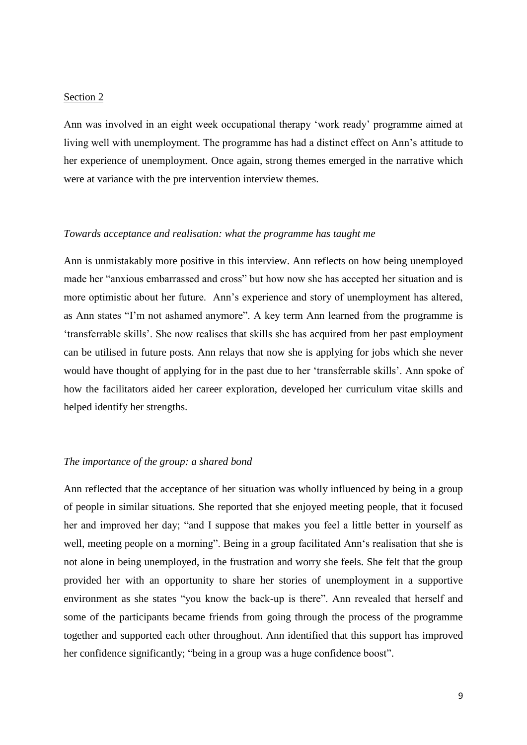Section 2

Ann was involved in an eight week occupational therapy 'work ready' programme aimed at living well with unemployment. The programme has had a distinct effect on Ann's attitude to her experience of unemployment. Once again, strong themes emerged in the narrative which were at variance with the pre intervention interview themes.

*Towards acceptance and realisation: what the programme has taught me*

Ann is unmistakably more positive in this interview. Ann reflects on how being unemployed made her "anxious embarrassed and cross" but how now she has accepted her situation and is more optimistic about her future. Ann's experience and story of unemployment has altered, as Ann states "I'm not ashamed anymore". A key term Ann learned from the programme is 'transferrable skills'. She now realises that skills she has acquired from her past employment can be utilised in future posts. Ann relays that now she is applying for jobs which she never would have thought of applying for in the past due to her 'transferrable skills'. Ann spoke of how the facilitators aided her career exploration, developed her curriculum vitae skills and helped identify her strengths.

*The importance of the group: a shared bond*

Ann reflected that the acceptance of her situation was wholly influenced by being in a group of people in similar situations. She reported that she enjoyed meeting people, that it focused her and improved her day; "and I suppose that makes you feel a little better in yourself as well, meeting people on a morning". Being in a group facilitated Ann's realisation that she is not alone in being unemployed, in the frustration and worry she feels. She felt that the group provided her with an opportunity to share her stories of unemployment in a supportive environment as she states "you know the back-up is there". Ann revealed that herself and some of the participants became friends from going through the process of the programme together and supported each other throughout. Ann identified that this support has improved her confidence significantly; "being in a group was a huge confidence boost".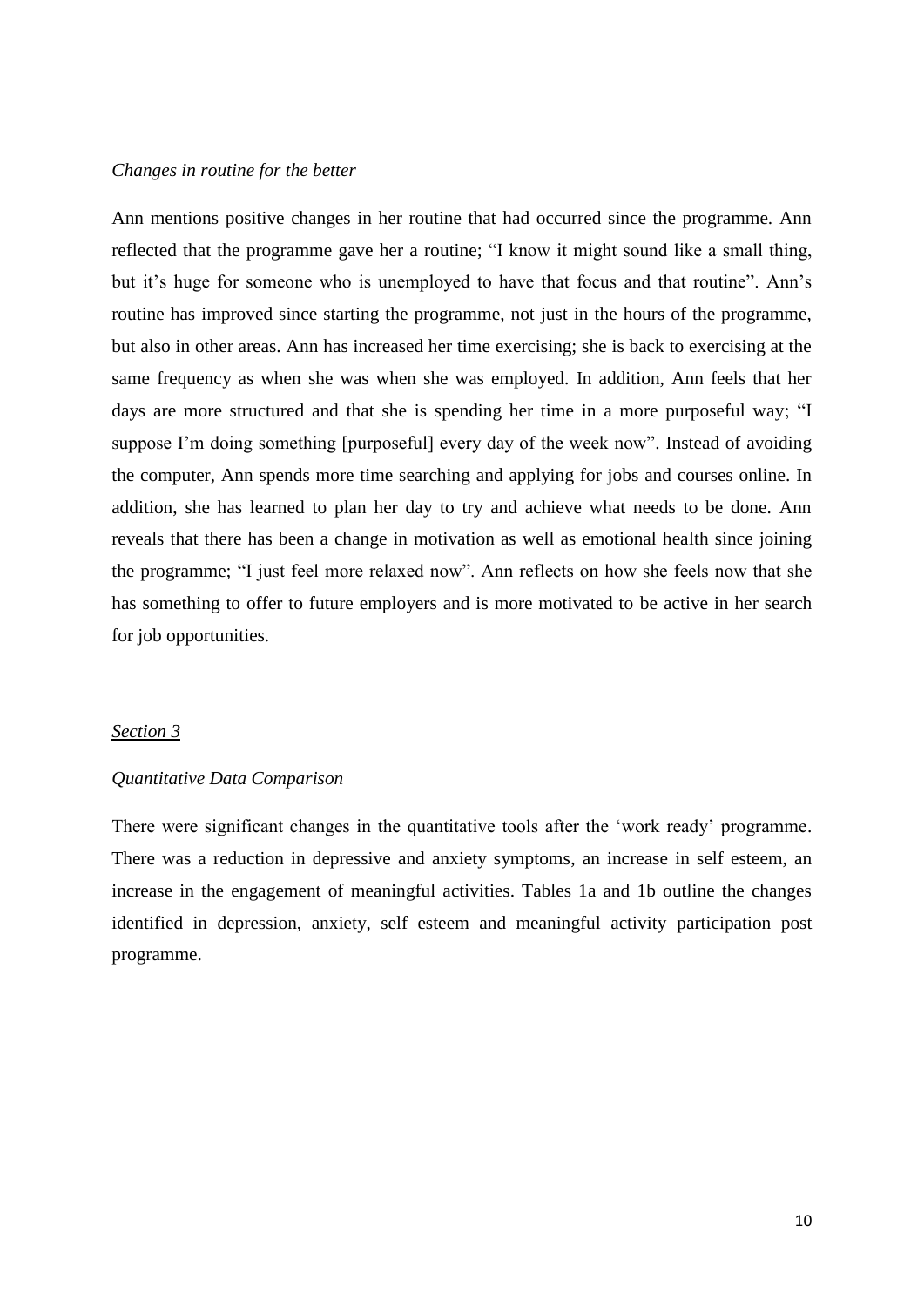*Changes in routine for the better*

Ann mentions positive changes in her routine that had occurred since the programme. Ann reflected that the programme gave her a routine; "I know it might sound like a small thing, but it's huge for someone who is unemployed to have that focus and that routine". Ann's routine has improved since starting the programme, not just in the hours of the programme, but also in other areas. Ann has increased her time exercising; she is back to exercising at the same frequency as when she was when she was employed. In addition, Ann feels that her days are more structured and that she is spending her time in a more purposeful way; "I suppose I'm doing something [purposeful] every day of the week now". Instead of avoiding the computer, Ann spends more time searching and applying for jobs and courses online. In addition, she has learned to plan her day to try and achieve what needs to be done. Ann reveals that there has been a change in motivation as well as emotional health since joining the programme; "I just feel more relaxed now". Ann reflects on how she feels now that she has something to offer to future employers and is more motivated to be active in her search for job opportunities.

<u>*Section 3*</u>

*Quantitative Data Comparison*

There were significant changes in the quantitative tools after the 'work ready' programme. There was a reduction in depressive and anxiety symptoms, an increase in self esteem, an increase in the engagement of meaningful activities. Tables 1a and 1b outline the changes identified in depression, anxiety, self esteem and meaningful activity participation post programme.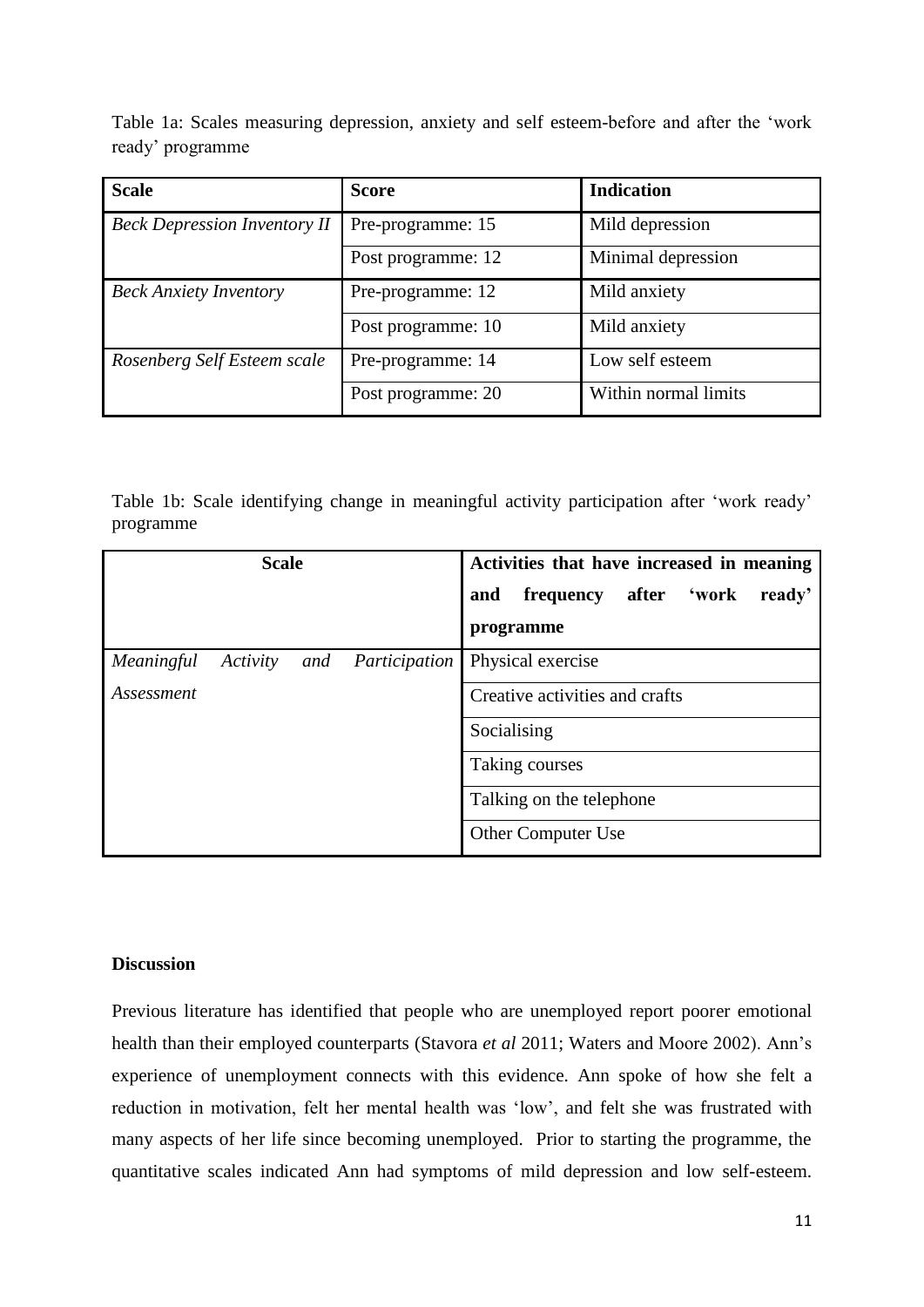Table 1a: Scales measuring depression, anxiety and self esteem-before and after the 'work ready' programme

| Scale | Score | Indication |
|---|---|---|
| *Beck Depression Inventory II* | Pre-programme: 15 | Mild depression |
| | Post programme: 12 | Minimal depression |
| *Beck Anxiety Inventory* | Pre-programme: 12 | Mild anxiety |
| | Post programme: 10 | Mild anxiety |
| *Rosenberg Self Esteem scale* | Pre-programme: 14 | Low self esteem |
| | Post programme: 20 | Within normal limits |

Table 1b: Scale identifying change in meaningful activity participation after 'work ready' programme

| Scale | Activities that have increased in meaning and frequency after 'work ready' programme |
|---|---|
| *Meaningful Activity and Participation Assessment* | Physical exercise |
| | Creative activities and crafts |
| | Socialising |
| | Taking courses |
| | Talking on the telephone |
| | Other Computer Use |

**Discussion**

Previous literature has identified that people who are unemployed report poorer emotional health than their employed counterparts (Stavora *et al* 2011; Waters and Moore 2002). Ann's experience of unemployment connects with this evidence. Ann spoke of how she felt a reduction in motivation, felt her mental health was 'low', and felt she was frustrated with many aspects of her life since becoming unemployed. Prior to starting the programme, the quantitative scales indicated Ann had symptoms of mild depression and low self-esteem.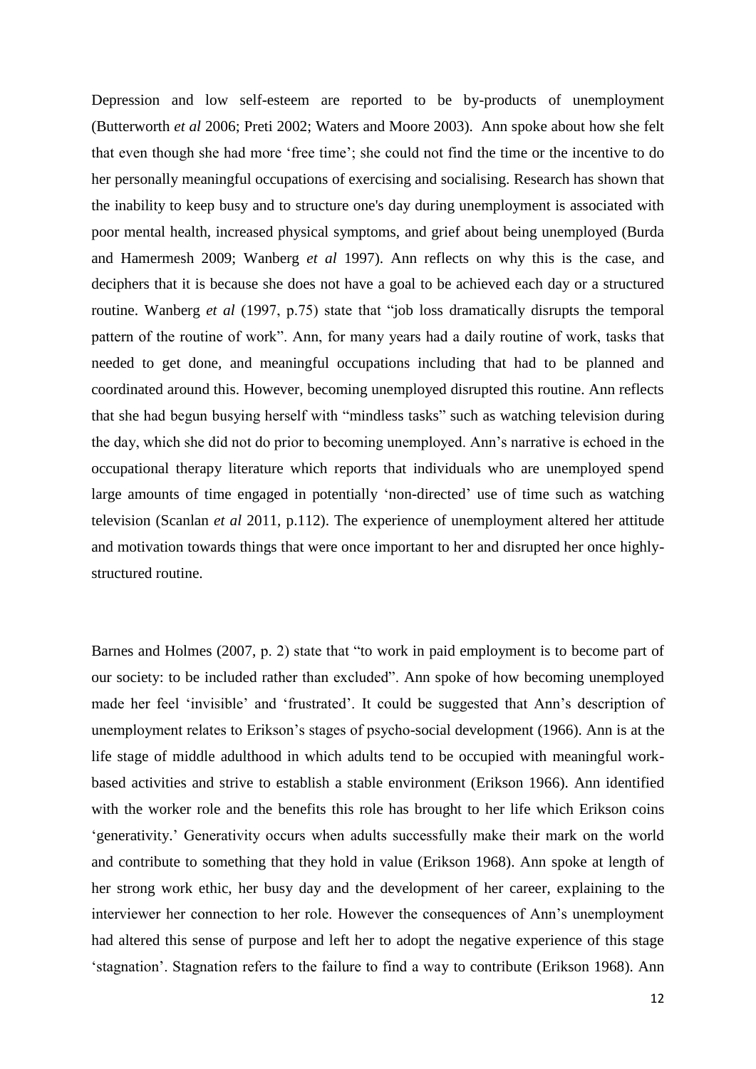Depression and low self-esteem are reported to be by-products of unemployment (Butterworth *et al* 2006; Preti 2002; Waters and Moore 2003). Ann spoke about how she felt that even though she had more 'free time'; she could not find the time or the incentive to do her personally meaningful occupations of exercising and socialising. Research has shown that the inability to keep busy and to structure one's day during unemployment is associated with poor mental health, increased physical symptoms, and grief about being unemployed (Burda and Hamermesh 2009; Wanberg *et al* 1997). Ann reflects on why this is the case, and deciphers that it is because she does not have a goal to be achieved each day or a structured routine. Wanberg *et al* (1997, p.75) state that "job loss dramatically disrupts the temporal pattern of the routine of work". Ann, for many years had a daily routine of work, tasks that needed to get done, and meaningful occupations including that had to be planned and coordinated around this. However, becoming unemployed disrupted this routine. Ann reflects that she had begun busying herself with "mindless tasks" such as watching television during the day, which she did not do prior to becoming unemployed. Ann's narrative is echoed in the occupational therapy literature which reports that individuals who are unemployed spend large amounts of time engaged in potentially 'non-directed' use of time such as watching television (Scanlan *et al* 2011, p.112). The experience of unemployment altered her attitude and motivation towards things that were once important to her and disrupted her once highly-structured routine.

Barnes and Holmes (2007, p. 2) state that "to work in paid employment is to become part of our society: to be included rather than excluded". Ann spoke of how becoming unemployed made her feel 'invisible' and 'frustrated'. It could be suggested that Ann's description of unemployment relates to Erikson's stages of psycho-social development (1966). Ann is at the life stage of middle adulthood in which adults tend to be occupied with meaningful work-based activities and strive to establish a stable environment (Erikson 1966). Ann identified with the worker role and the benefits this role has brought to her life which Erikson coins 'generativity.' Generativity occurs when adults successfully make their mark on the world and contribute to something that they hold in value (Erikson 1968). Ann spoke at length of her strong work ethic, her busy day and the development of her career, explaining to the interviewer her connection to her role. However the consequences of Ann's unemployment had altered this sense of purpose and left her to adopt the negative experience of this stage 'stagnation'. Stagnation refers to the failure to find a way to contribute (Erikson 1968). Ann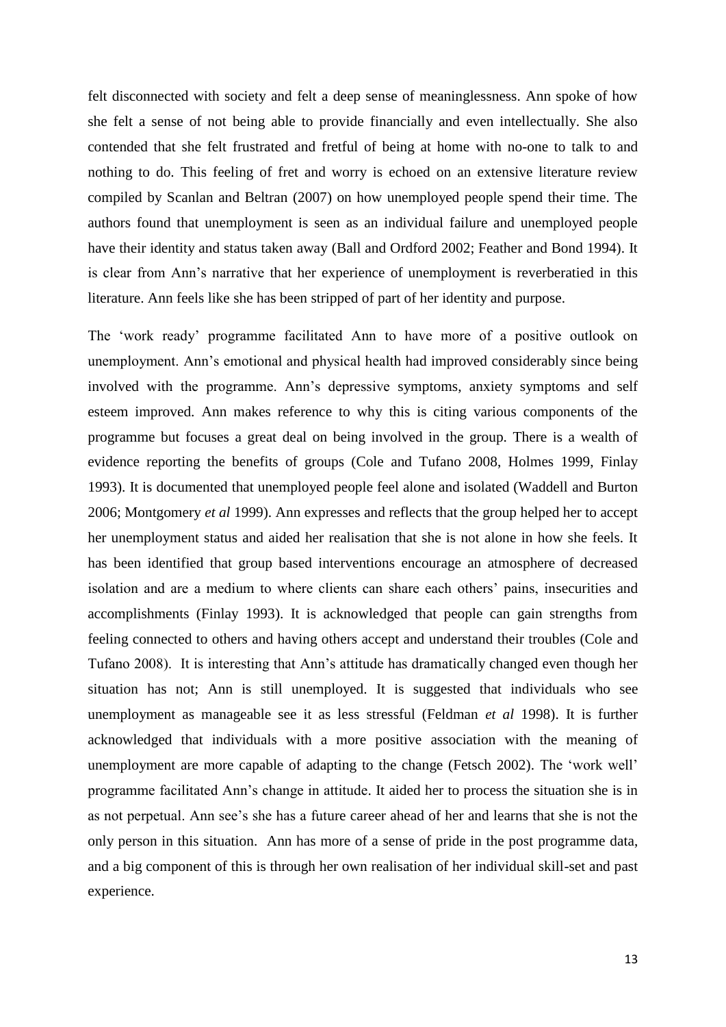felt disconnected with society and felt a deep sense of meaninglessness. Ann spoke of how she felt a sense of not being able to provide financially and even intellectually. She also contended that she felt frustrated and fretful of being at home with no-one to talk to and nothing to do. This feeling of fret and worry is echoed on an extensive literature review compiled by Scanlan and Beltran (2007) on how unemployed people spend their time. The authors found that unemployment is seen as an individual failure and unemployed people have their identity and status taken away (Ball and Ordford 2002; Feather and Bond 1994). It is clear from Ann's narrative that her experience of unemployment is reverberatied in this literature. Ann feels like she has been stripped of part of her identity and purpose.

The 'work ready' programme facilitated Ann to have more of a positive outlook on unemployment. Ann's emotional and physical health had improved considerably since being involved with the programme. Ann's depressive symptoms, anxiety symptoms and self esteem improved. Ann makes reference to why this is citing various components of the programme but focuses a great deal on being involved in the group. There is a wealth of evidence reporting the benefits of groups (Cole and Tufano 2008, Holmes 1999, Finlay 1993). It is documented that unemployed people feel alone and isolated (Waddell and Burton 2006; Montgomery *et al* 1999). Ann expresses and reflects that the group helped her to accept her unemployment status and aided her realisation that she is not alone in how she feels. It has been identified that group based interventions encourage an atmosphere of decreased isolation and are a medium to where clients can share each others' pains, insecurities and accomplishments (Finlay 1993). It is acknowledged that people can gain strengths from feeling connected to others and having others accept and understand their troubles (Cole and Tufano 2008). It is interesting that Ann's attitude has dramatically changed even though her situation has not; Ann is still unemployed. It is suggested that individuals who see unemployment as manageable see it as less stressful (Feldman *et al* 1998). It is further acknowledged that individuals with a more positive association with the meaning of unemployment are more capable of adapting to the change (Fetsch 2002). The 'work well' programme facilitated Ann's change in attitude. It aided her to process the situation she is in as not perpetual. Ann see's she has a future career ahead of her and learns that she is not the only person in this situation. Ann has more of a sense of pride in the post programme data, and a big component of this is through her own realisation of her individual skill-set and past experience.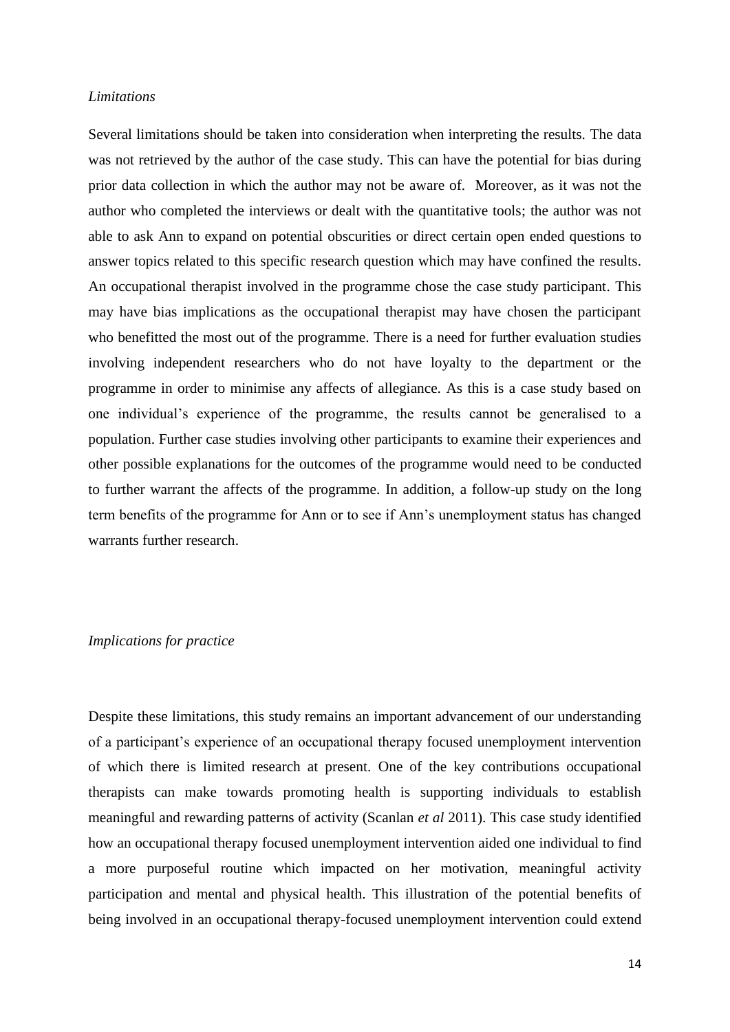*Limitations*

Several limitations should be taken into consideration when interpreting the results. The data was not retrieved by the author of the case study. This can have the potential for bias during prior data collection in which the author may not be aware of.  Moreover, as it was not the author who completed the interviews or dealt with the quantitative tools; the author was not able to ask Ann to expand on potential obscurities or direct certain open ended questions to answer topics related to this specific research question which may have confined the results. An occupational therapist involved in the programme chose the case study participant. This may have bias implications as the occupational therapist may have chosen the participant who benefitted the most out of the programme. There is a need for further evaluation studies involving independent researchers who do not have loyalty to the department or the programme in order to minimise any affects of allegiance. As this is a case study based on one individual's experience of the programme, the results cannot be generalised to a population. Further case studies involving other participants to examine their experiences and other possible explanations for the outcomes of the programme would need to be conducted to further warrant the affects of the programme. In addition, a follow-up study on the long term benefits of the programme for Ann or to see if Ann's unemployment status has changed warrants further research.

*Implications for practice*

Despite these limitations, this study remains an important advancement of our understanding of a participant's experience of an occupational therapy focused unemployment intervention of which there is limited research at present. One of the key contributions occupational therapists can make towards promoting health is supporting individuals to establish meaningful and rewarding patterns of activity (Scanlan *et al* 2011). This case study identified how an occupational therapy focused unemployment intervention aided one individual to find a more purposeful routine which impacted on her motivation, meaningful activity participation and mental and physical health. This illustration of the potential benefits of being involved in an occupational therapy-focused unemployment intervention could extend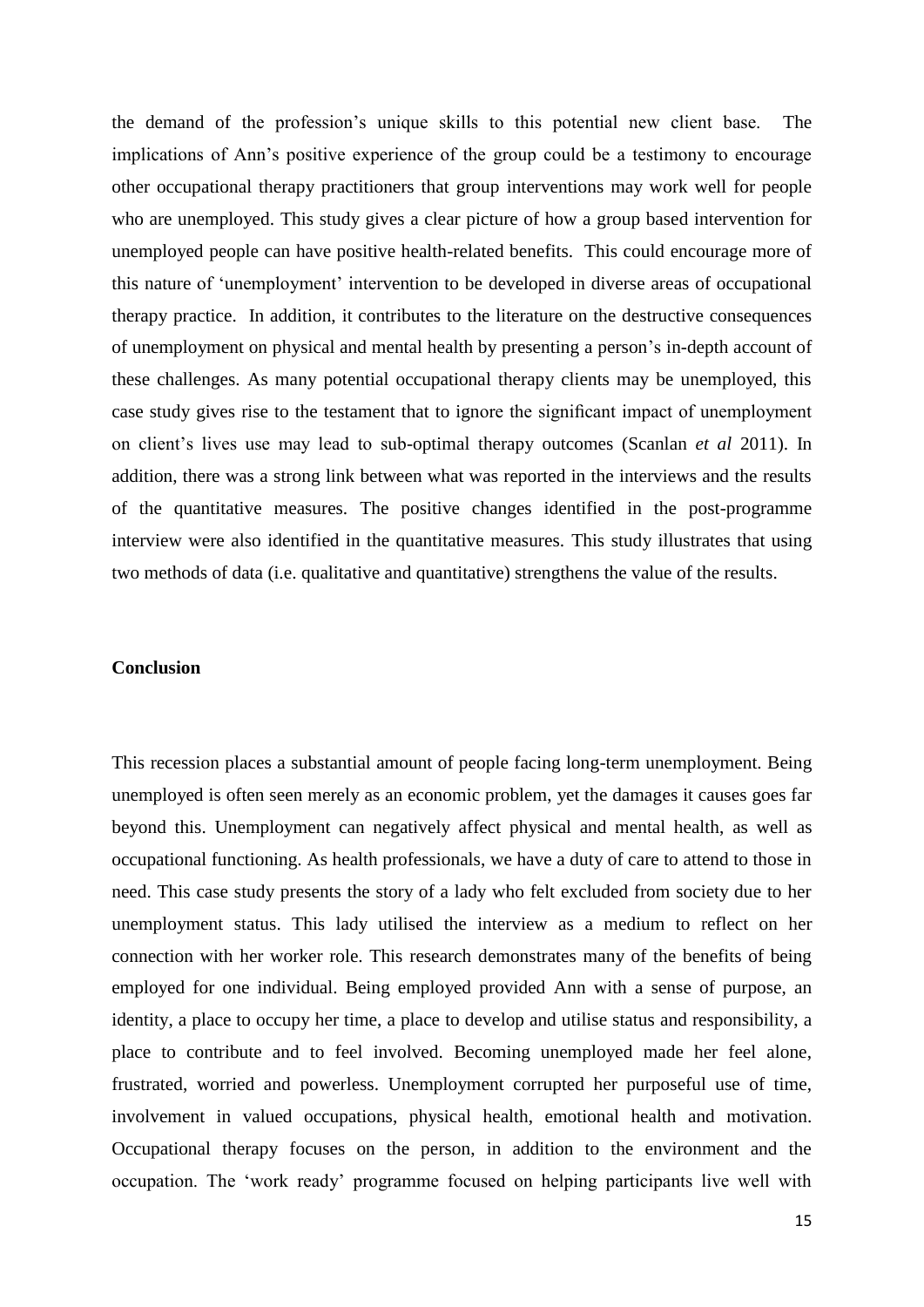the demand of the profession's unique skills to this potential new client base. The implications of Ann's positive experience of the group could be a testimony to encourage other occupational therapy practitioners that group interventions may work well for people who are unemployed. This study gives a clear picture of how a group based intervention for unemployed people can have positive health-related benefits. This could encourage more of this nature of 'unemployment' intervention to be developed in diverse areas of occupational therapy practice. In addition, it contributes to the literature on the destructive consequences of unemployment on physical and mental health by presenting a person's in-depth account of these challenges. As many potential occupational therapy clients may be unemployed, this case study gives rise to the testament that to ignore the significant impact of unemployment on client's lives use may lead to sub-optimal therapy outcomes (Scanlan *et al* 2011). In addition, there was a strong link between what was reported in the interviews and the results of the quantitative measures. The positive changes identified in the post-programme interview were also identified in the quantitative measures. This study illustrates that using two methods of data (i.e. qualitative and quantitative) strengthens the value of the results.

**Conclusion**

This recession places a substantial amount of people facing long-term unemployment. Being unemployed is often seen merely as an economic problem, yet the damages it causes goes far beyond this. Unemployment can negatively affect physical and mental health, as well as occupational functioning. As health professionals, we have a duty of care to attend to those in need. This case study presents the story of a lady who felt excluded from society due to her unemployment status. This lady utilised the interview as a medium to reflect on her connection with her worker role. This research demonstrates many of the benefits of being employed for one individual. Being employed provided Ann with a sense of purpose, an identity, a place to occupy her time, a place to develop and utilise status and responsibility, a place to contribute and to feel involved. Becoming unemployed made her feel alone, frustrated, worried and powerless. Unemployment corrupted her purposeful use of time, involvement in valued occupations, physical health, emotional health and motivation. Occupational therapy focuses on the person, in addition to the environment and the occupation. The 'work ready' programme focused on helping participants live well with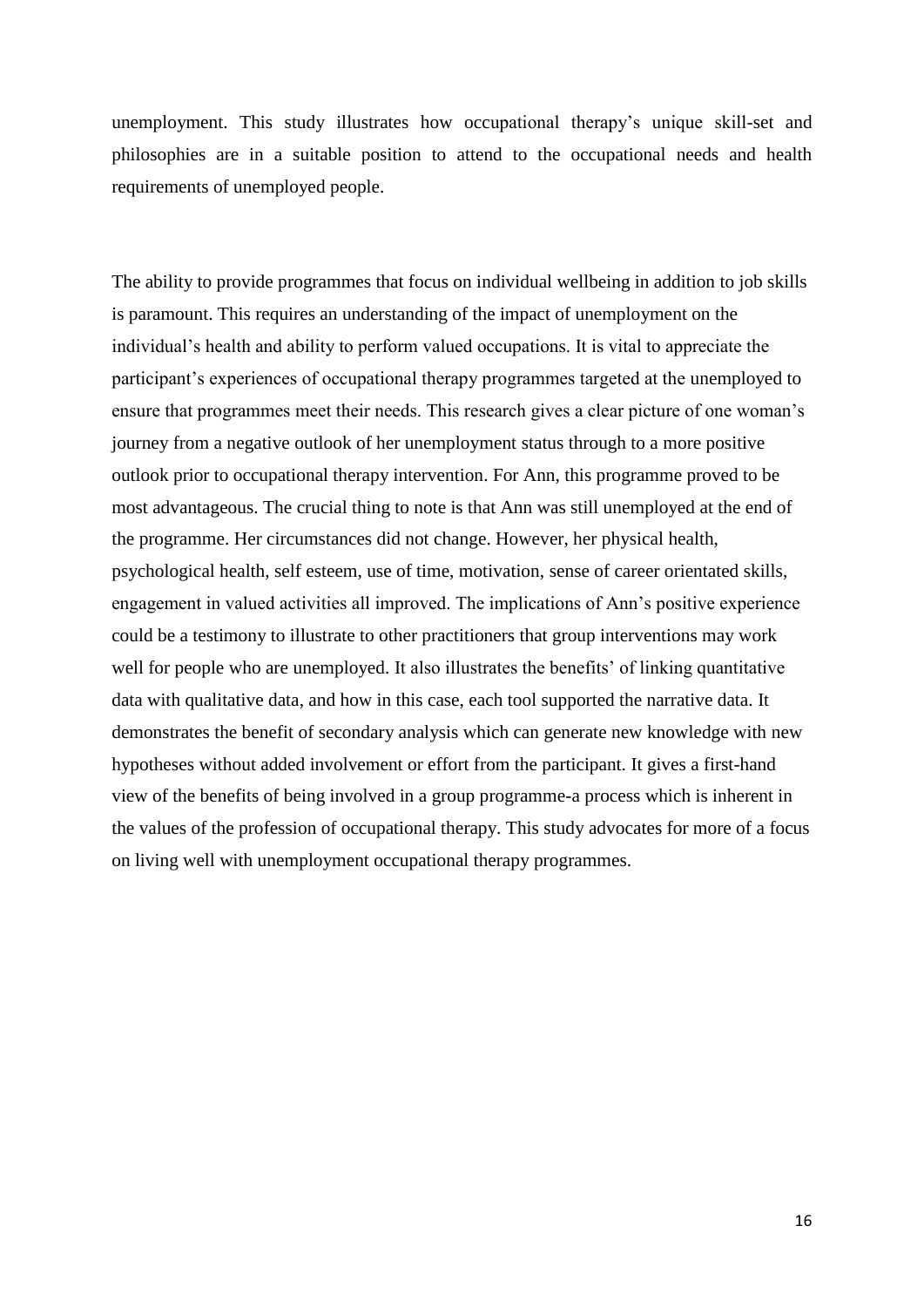unemployment. This study illustrates how occupational therapy's unique skill-set and philosophies are in a suitable position to attend to the occupational needs and health requirements of unemployed people.

The ability to provide programmes that focus on individual wellbeing in addition to job skills is paramount. This requires an understanding of the impact of unemployment on the individual's health and ability to perform valued occupations. It is vital to appreciate the participant's experiences of occupational therapy programmes targeted at the unemployed to ensure that programmes meet their needs. This research gives a clear picture of one woman's journey from a negative outlook of her unemployment status through to a more positive outlook prior to occupational therapy intervention. For Ann, this programme proved to be most advantageous. The crucial thing to note is that Ann was still unemployed at the end of the programme. Her circumstances did not change. However, her physical health, psychological health, self esteem, use of time, motivation, sense of career orientated skills, engagement in valued activities all improved. The implications of Ann's positive experience could be a testimony to illustrate to other practitioners that group interventions may work well for people who are unemployed. It also illustrates the benefits' of linking quantitative data with qualitative data, and how in this case, each tool supported the narrative data. It demonstrates the benefit of secondary analysis which can generate new knowledge with new hypotheses without added involvement or effort from the participant. It gives a first-hand view of the benefits of being involved in a group programme-a process which is inherent in the values of the profession of occupational therapy. This study advocates for more of a focus on living well with unemployment occupational therapy programmes.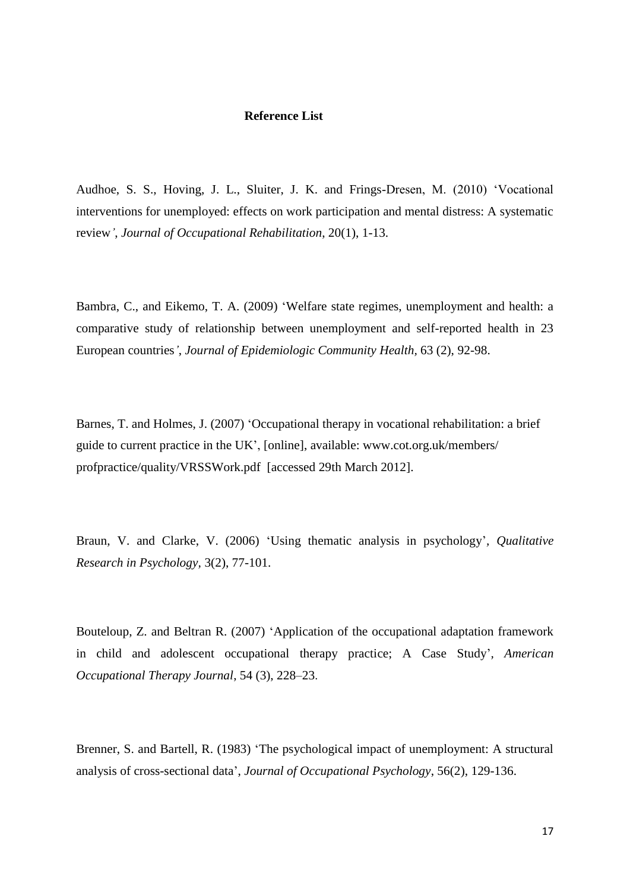## Reference List

Audhoe, S. S., Hoving, J. L., Sluiter, J. K. and Frings-Dresen, M. (2010) 'Vocational interventions for unemployed: effects on work participation and mental distress: A systematic review', *Journal of Occupational Rehabilitation*, 20(1), 1-13.

Bambra, C., and Eikemo, T. A. (2009) 'Welfare state regimes, unemployment and health: a comparative study of relationship between unemployment and self-reported health in 23 European countries', *Journal of Epidemiologic Community Health*, 63 (2), 92-98.

Barnes, T. and Holmes, J. (2007) 'Occupational therapy in vocational rehabilitation: a brief guide to current practice in the UK', [online], available: www.cot.org.uk/members/profpractice/quality/VRSSWork.pdf [accessed 29th March 2012].

Braun, V. and Clarke, V. (2006) 'Using thematic analysis in psychology', *Qualitative Research in Psychology*, 3(2), 77-101.

Bouteloup, Z. and Beltran R. (2007) 'Application of the occupational adaptation framework in child and adolescent occupational therapy practice; A Case Study', *American Occupational Therapy Journal*, 54 (3), 228–23.

Brenner, S. and Bartell, R. (1983) 'The psychological impact of unemployment: A structural analysis of cross-sectional data', *Journal of Occupational Psychology*, 56(2), 129-136.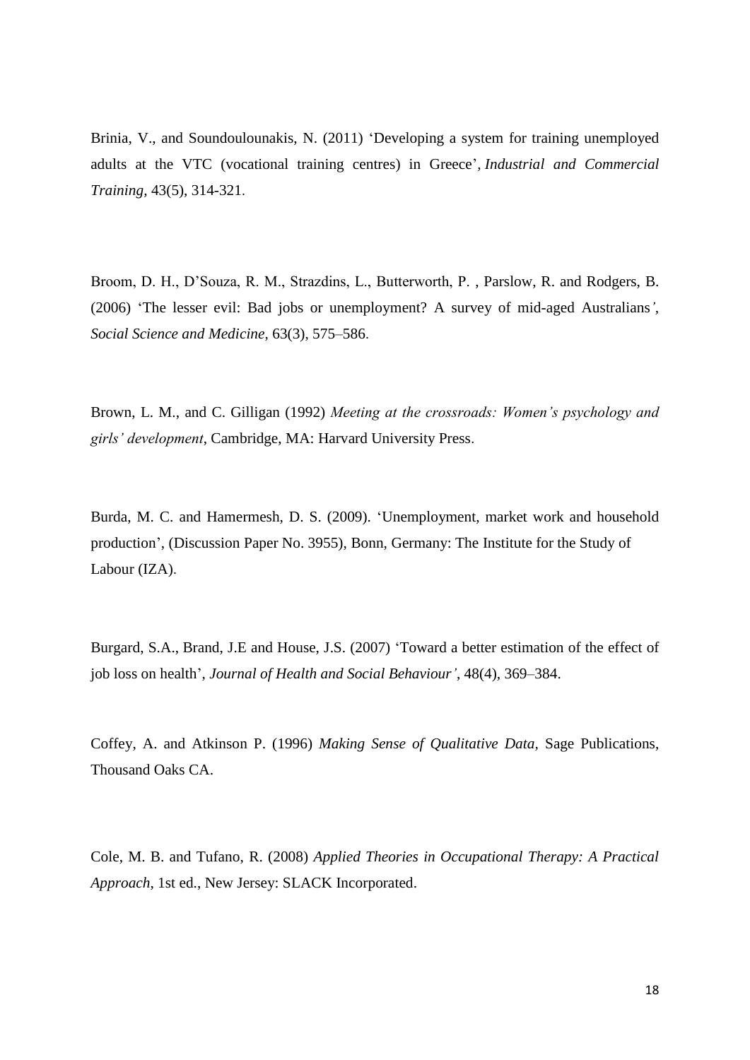Brinia, V., and Soundoulounakis, N. (2011) 'Developing a system for training unemployed adults at the VTC (vocational training centres) in Greece', *Industrial and Commercial Training*, 43(5), 314-321.

Broom, D. H., D'Souza, R. M., Strazdins, L., Butterworth, P. , Parslow, R. and Rodgers, B. (2006) 'The lesser evil: Bad jobs or unemployment? A survey of mid-aged Australians', *Social Science and Medicine*, 63(3), 575–586.

Brown, L. M., and C. Gilligan (1992) *Meeting at the crossroads: Women's psychology and girls' development*, Cambridge, MA: Harvard University Press.

Burda, M. C. and Hamermesh, D. S. (2009). 'Unemployment, market work and household production', (Discussion Paper No. 3955), Bonn, Germany: The Institute for the Study of Labour (IZA).

Burgard, S.A., Brand, J.E and House, J.S. (2007) 'Toward a better estimation of the effect of job loss on health', *Journal of Health and Social Behaviour'*, 48(4), 369–384.

Coffey, A. and Atkinson P. (1996) *Making Sense of Qualitative Data,* Sage Publications, Thousand Oaks CA.

Cole, M. B. and Tufano, R. (2008) *Applied Theories in Occupational Therapy: A Practical Approach*, 1st ed., New Jersey: SLACK Incorporated.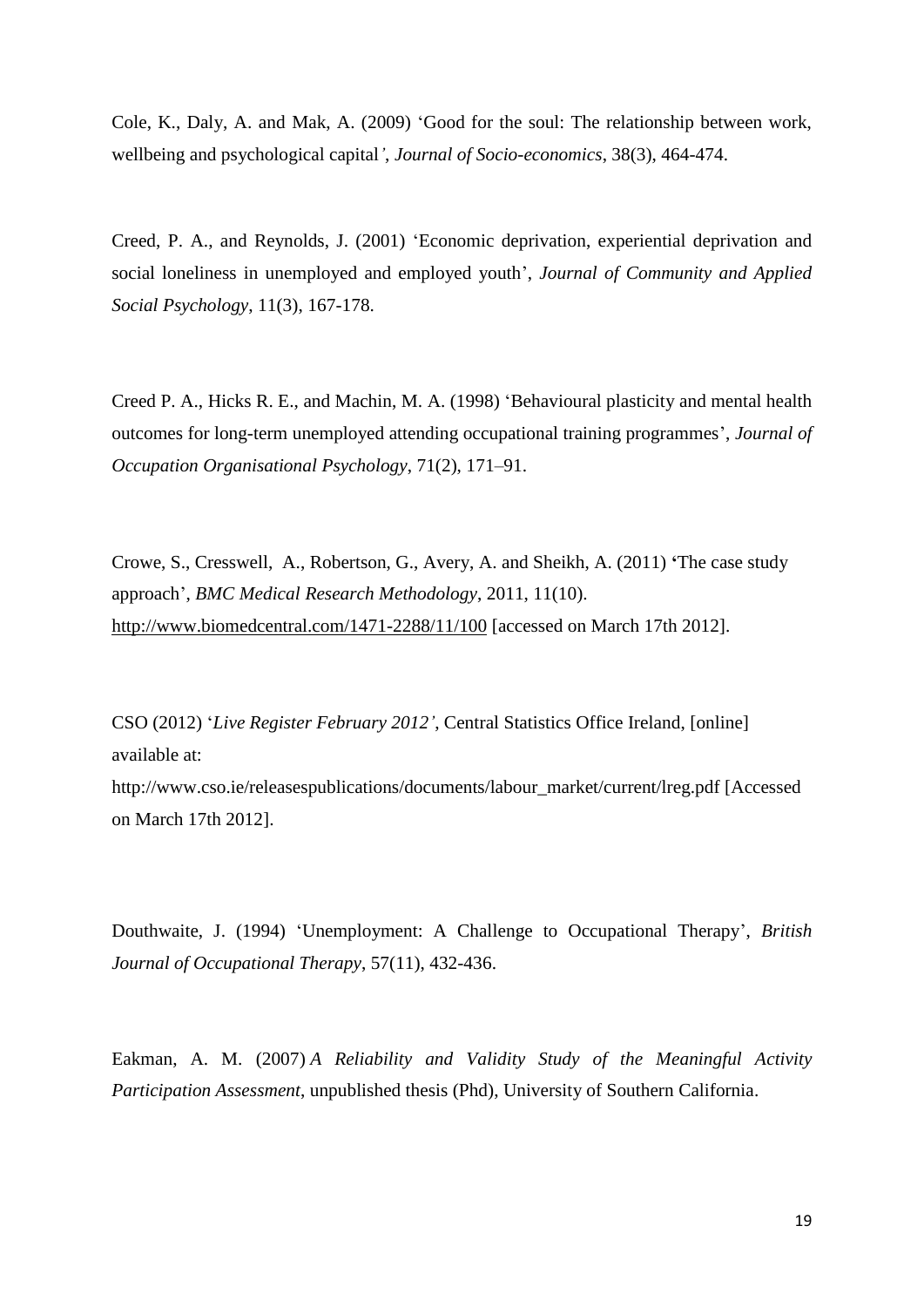Cole, K., Daly, A. and Mak, A. (2009) 'Good for the soul: The relationship between work, wellbeing and psychological capital', *Journal of Socio-economics*, 38(3), 464-474.

Creed, P. A., and Reynolds, J. (2001) 'Economic deprivation, experiential deprivation and social loneliness in unemployed and employed youth', *Journal of Community and Applied Social Psychology*, 11(3), 167-178.

Creed P. A., Hicks R. E., and Machin, M. A. (1998) 'Behavioural plasticity and mental health outcomes for long-term unemployed attending occupational training programmes', *Journal of Occupation Organisational Psychology*, 71(2), 171–91.

Crowe, S., Cresswell, A., Robertson, G., Avery, A. and Sheikh, A. (2011) 'The case study approach', *BMC Medical Research Methodology*, 2011, 11(10). http://www.biomedcentral.com/1471-2288/11/100 [accessed on March 17th 2012].

CSO (2012) '*Live Register February 2012'*, Central Statistics Office Ireland, [online] available at: http://www.cso.ie/releasespublications/documents/labour_market/current/lreg.pdf [Accessed on March 17th 2012].

Douthwaite, J. (1994) 'Unemployment: A Challenge to Occupational Therapy', *British Journal of Occupational Therapy*, 57(11), 432-436.

Eakman, A. M. (2007) *A Reliability and Validity Study of the Meaningful Activity Participation Assessment*, unpublished thesis (Phd), University of Southern California.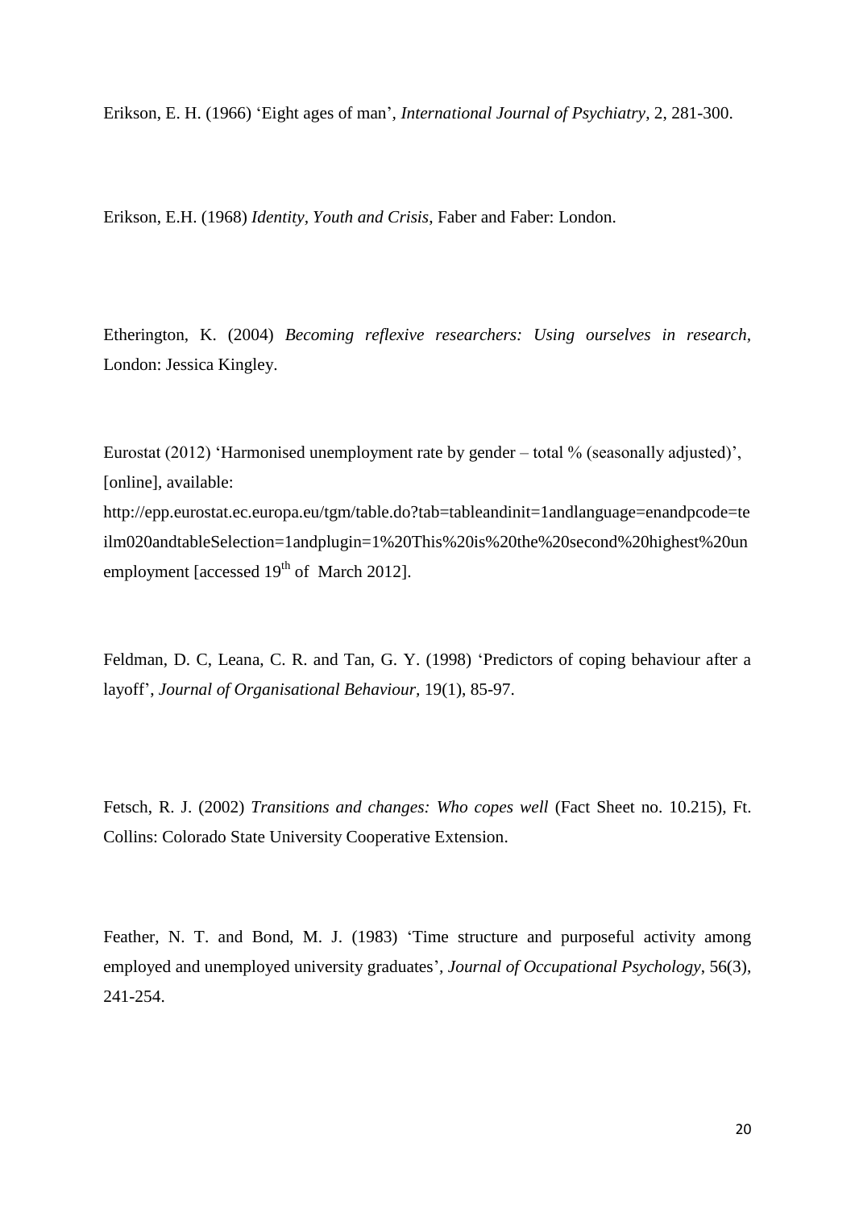Erikson, E. H. (1966) 'Eight ages of man', *International Journal of Psychiatry*, 2, 281-300.

Erikson, E.H. (1968) *Identity, Youth and Crisis*, Faber and Faber: London.

Etherington, K. (2004) *Becoming reflexive researchers: Using ourselves in research*, London: Jessica Kingley.

Eurostat (2012) 'Harmonised unemployment rate by gender – total % (seasonally adjusted)', [online], available: http://epp.eurostat.ec.europa.eu/tgm/table.do?tab=tableandinit=1andlanguage=enandpcode=teilm020andtableSelection=1andplugin=1%20This%20is%20the%20second%20highest%20unemployment [accessed 19th of March 2012].

Feldman, D. C, Leana, C. R. and Tan, G. Y. (1998) 'Predictors of coping behaviour after a layoff', *Journal of Organisational Behaviour*, 19(1), 85-97.

Fetsch, R. J. (2002) *Transitions and changes: Who copes well* (Fact Sheet no. 10.215), Ft. Collins: Colorado State University Cooperative Extension.

Feather, N. T. and Bond, M. J. (1983) 'Time structure and purposeful activity among employed and unemployed university graduates', *Journal of Occupational Psychology*, 56(3), 241-254.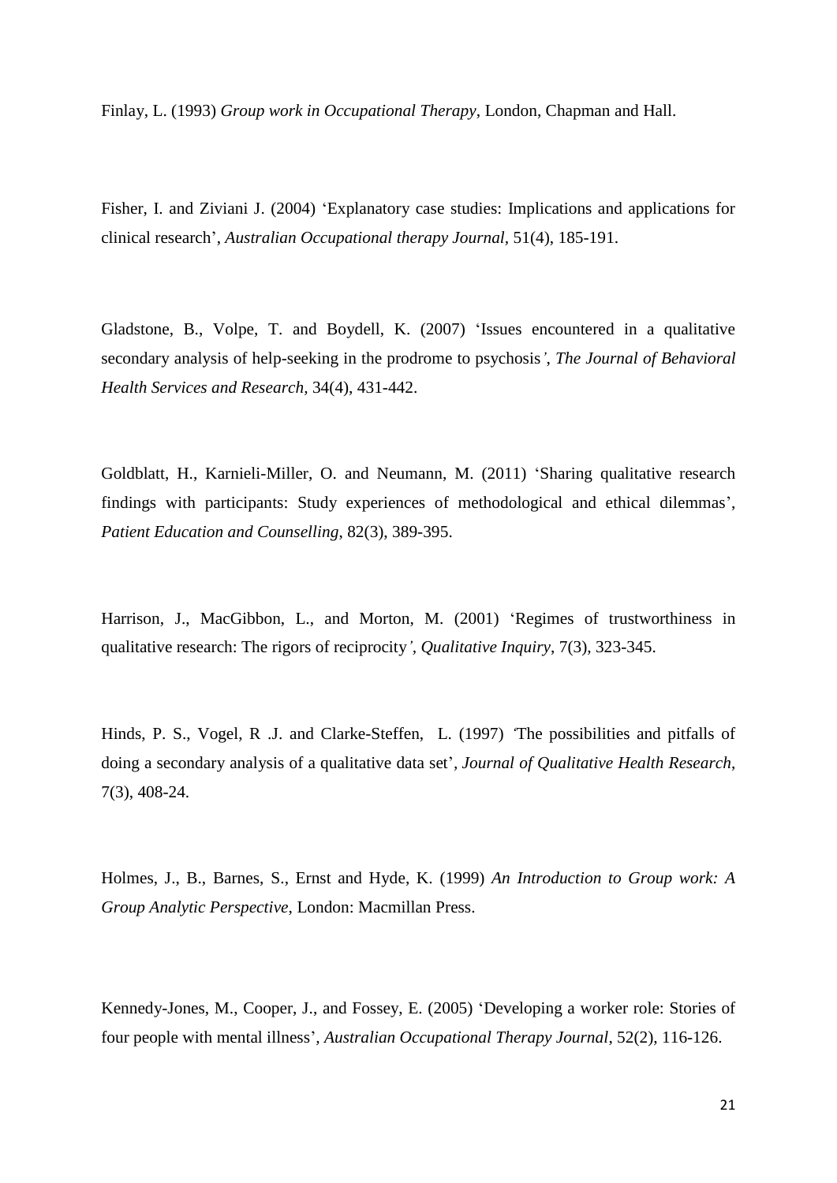Finlay, L. (1993) *Group work in Occupational Therapy*, London, Chapman and Hall.

Fisher, I. and Ziviani J. (2004) 'Explanatory case studies: Implications and applications for clinical research', *Australian Occupational therapy Journal*, 51(4), 185-191.

Gladstone, B., Volpe, T. and Boydell, K. (2007) 'Issues encountered in a qualitative secondary analysis of help-seeking in the prodrome to psychosis', *The Journal of Behavioral Health Services and Research*, 34(4), 431-442.

Goldblatt, H., Karnieli-Miller, O. and Neumann, M. (2011) 'Sharing qualitative research findings with participants: Study experiences of methodological and ethical dilemmas', *Patient Education and Counselling*, 82(3), 389-395.

Harrison, J., MacGibbon, L., and Morton, M. (2001) 'Regimes of trustworthiness in qualitative research: The rigors of reciprocity', *Qualitative Inquiry*, 7(3), 323-345.

Hinds, P. S., Vogel, R .J. and Clarke-Steffen, L. (1997) 'The possibilities and pitfalls of doing a secondary analysis of a qualitative data set', *Journal of Qualitative Health Research*, 7(3), 408-24.

Holmes, J., B., Barnes, S., Ernst and Hyde, K. (1999) *An Introduction to Group work: A Group Analytic Perspective*, London: Macmillan Press.

Kennedy-Jones, M., Cooper, J., and Fossey, E. (2005) 'Developing a worker role: Stories of four people with mental illness', *Australian Occupational Therapy Journal*, 52(2), 116-126.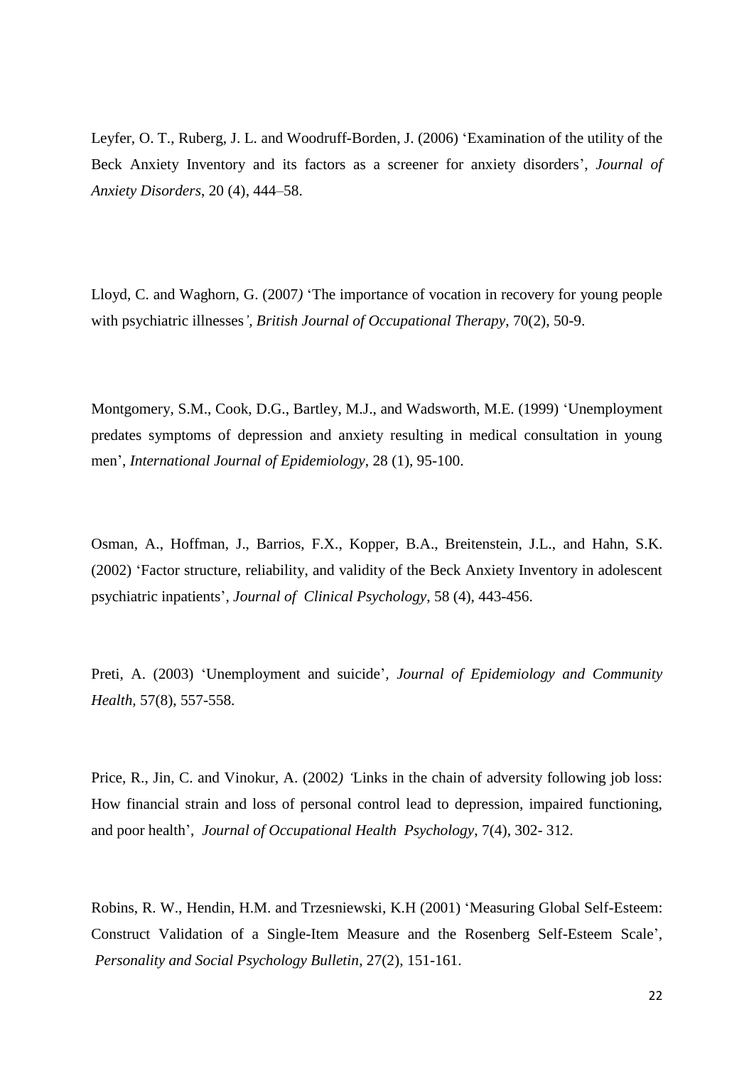Leyfer, O. T., Ruberg, J. L. and Woodruff-Borden, J. (2006) 'Examination of the utility of the Beck Anxiety Inventory and its factors as a screener for anxiety disorders', *Journal of Anxiety Disorders*, 20 (4), 444–58.

Lloyd, C. and Waghorn, G. (2007) 'The importance of vocation in recovery for young people with psychiatric illnesses', *British Journal of Occupational Therapy*, 70(2), 50-9.

Montgomery, S.M., Cook, D.G., Bartley, M.J., and Wadsworth, M.E. (1999) 'Unemployment predates symptoms of depression and anxiety resulting in medical consultation in young men', *International Journal of Epidemiology*, 28 (1), 95-100.

Osman, A., Hoffman, J., Barrios, F.X., Kopper, B.A., Breitenstein, J.L., and Hahn, S.K. (2002) 'Factor structure, reliability, and validity of the Beck Anxiety Inventory in adolescent psychiatric inpatients', *Journal of Clinical Psychology*, 58 (4), 443-456.

Preti, A. (2003) 'Unemployment and suicide', *Journal of Epidemiology and Community Health*, 57(8), 557-558.

Price, R., Jin, C. and Vinokur, A. (2002) 'Links in the chain of adversity following job loss: How financial strain and loss of personal control lead to depression, impaired functioning, and poor health', *Journal of Occupational Health Psychology*, 7(4), 302- 312.

Robins, R. W., Hendin, H.M. and Trzesniewski, K.H (2001) 'Measuring Global Self-Esteem: Construct Validation of a Single-Item Measure and the Rosenberg Self-Esteem Scale', *Personality and Social Psychology Bulletin*, 27(2), 151-161.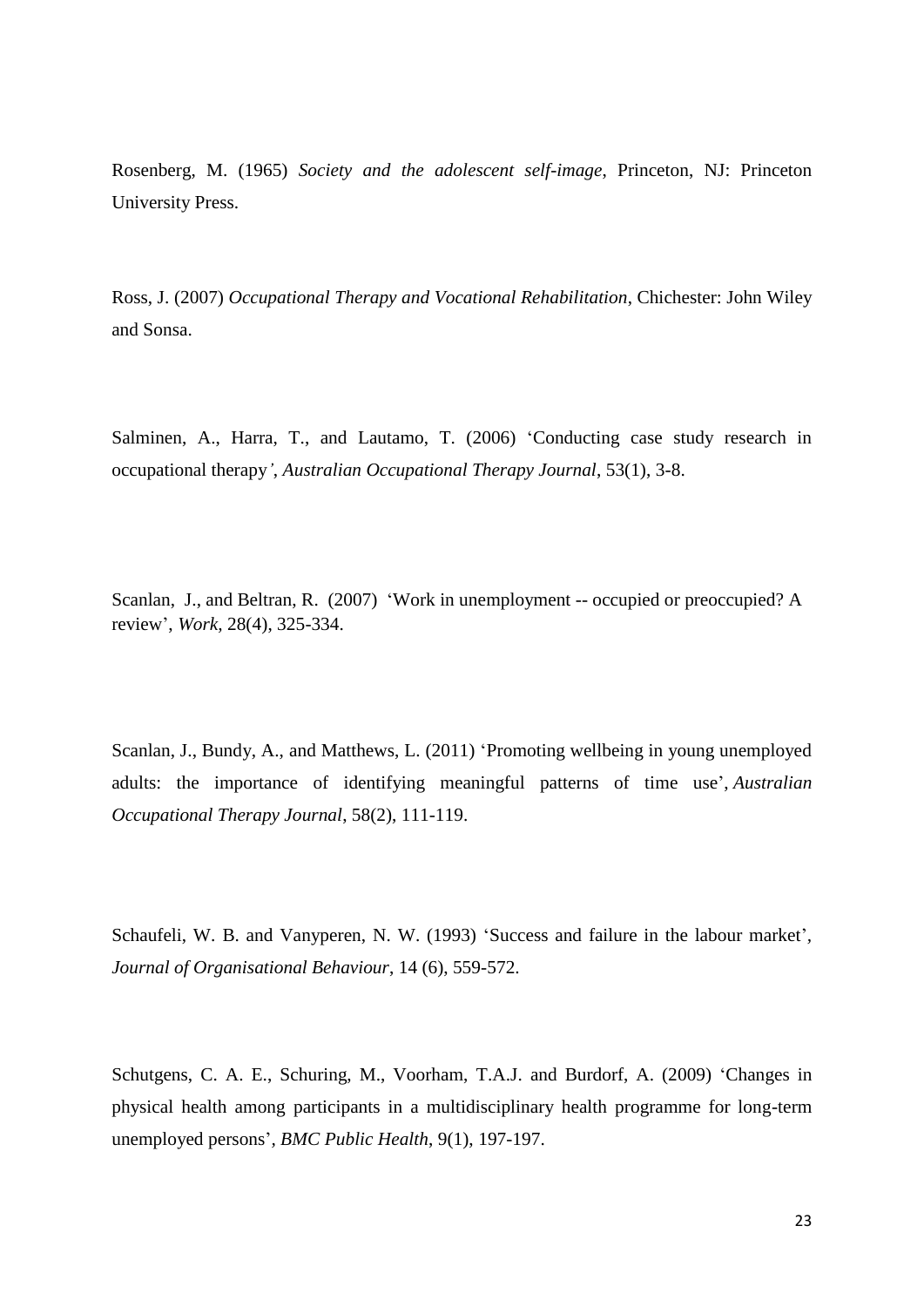Rosenberg, M. (1965) *Society and the adolescent self-image*, Princeton, NJ: Princeton University Press.

Ross, J. (2007) *Occupational Therapy and Vocational Rehabilitation*, Chichester: John Wiley and Sonsa.

Salminen, A., Harra, T., and Lautamo, T. (2006) 'Conducting case study research in occupational therapy', *Australian Occupational Therapy Journal*, 53(1), 3-8.

Scanlan, J., and Beltran, R. (2007) 'Work in unemployment -- occupied or preoccupied? A review', *Work*, 28(4), 325-334.

Scanlan, J., Bundy, A., and Matthews, L. (2011) 'Promoting wellbeing in young unemployed adults: the importance of identifying meaningful patterns of time use', *Australian Occupational Therapy Journal*, 58(2), 111-119.

Schaufeli, W. B. and Vanyperen, N. W. (1993) 'Success and failure in the labour market', *Journal of Organisational Behaviour*, 14 (6), 559-572.

Schutgens, C. A. E., Schuring, M., Voorham, T.A.J. and Burdorf, A. (2009) 'Changes in physical health among participants in a multidisciplinary health programme for long-term unemployed persons', *BMC Public Health*, 9(1), 197-197.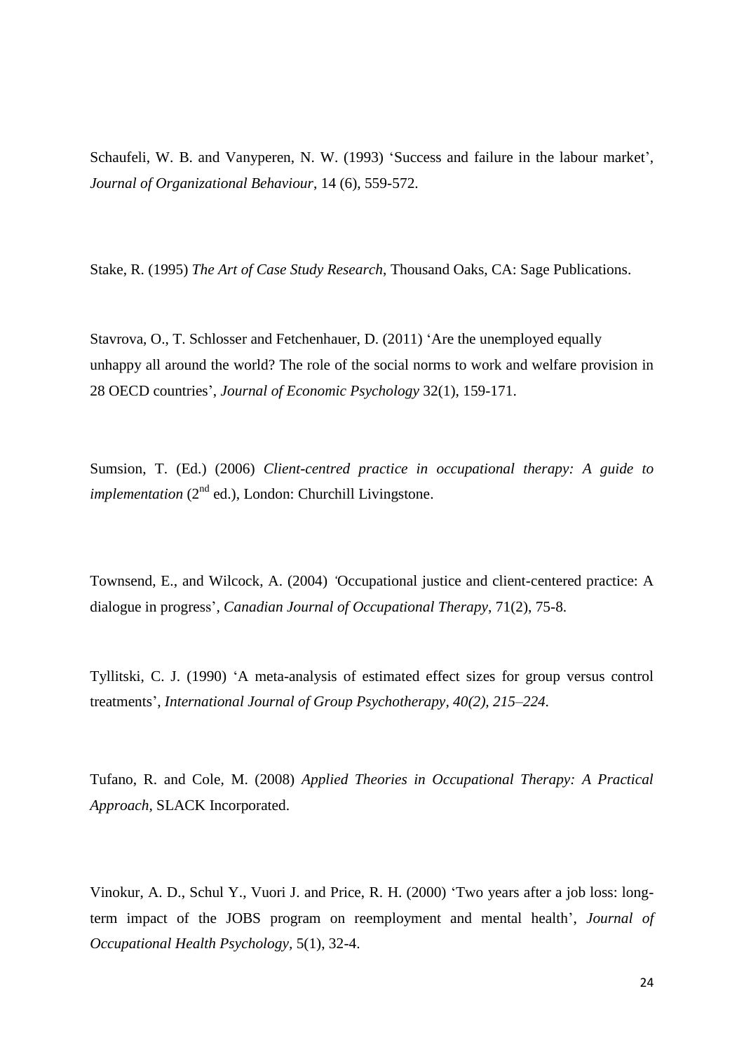Schaufeli, W. B. and Vanyperen, N. W. (1993) 'Success and failure in the labour market', *Journal of Organizational Behaviour*, 14 (6), 559-572.

Stake, R. (1995) *The Art of Case Study Research*, Thousand Oaks, CA: Sage Publications.

Stavrova, O., T. Schlosser and Fetchenhauer, D. (2011) 'Are the unemployed equally unhappy all around the world? The role of the social norms to work and welfare provision in 28 OECD countries', *Journal of Economic Psychology* 32(1), 159-171.

Sumsion, T. (Ed.) (2006) *Client-centred practice in occupational therapy: A guide to implementation* (2nd ed.), London: Churchill Livingstone.

Townsend, E., and Wilcock, A. (2004) 'Occupational justice and client-centered practice: A dialogue in progress', *Canadian Journal of Occupational Therapy*, 71(2), 75-8.

Tyllitski, C. J. (1990) 'A meta-analysis of estimated effect sizes for group versus control treatments', *International Journal of Group Psychotherapy, 40(2), 215–224.*

Tufano, R. and Cole, M. (2008) *Applied Theories in Occupational Therapy: A Practical Approach*, SLACK Incorporated.

Vinokur, A. D., Schul Y., Vuori J. and Price, R. H. (2000) 'Two years after a job loss: long-term impact of the JOBS program on reemployment and mental health', *Journal of Occupational Health Psychology*, 5(1), 32-4.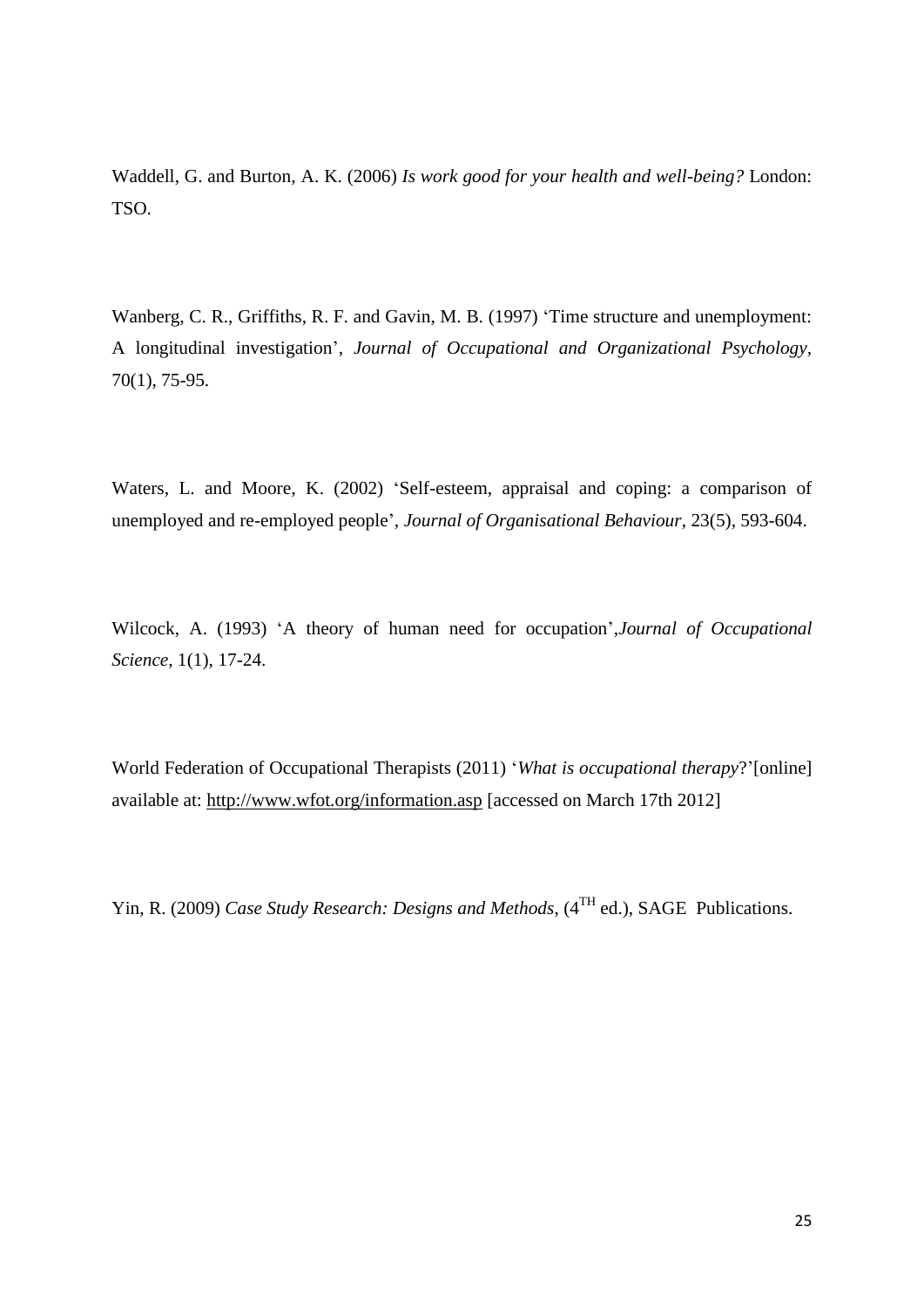Waddell, G. and Burton, A. K. (2006) *Is work good for your health and well-being?* London: TSO.

Wanberg, C. R., Griffiths, R. F. and Gavin, M. B. (1997) 'Time structure and unemployment: A longitudinal investigation', *Journal of Occupational and Organizational Psychology*, 70(1), 75-95.

Waters, L. and Moore, K. (2002) 'Self-esteem, appraisal and coping: a comparison of unemployed and re-employed people', *Journal of Organisational Behaviour*, 23(5), 593-604.

Wilcock, A. (1993) 'A theory of human need for occupation',*Journal of Occupational Science*, 1(1), 17-24.

World Federation of Occupational Therapists (2011) '*What is occupational therapy*?'[online] available at: http://www.wfot.org/information.asp [accessed on March 17th 2012]

Yin, R. (2009) *Case Study Research: Designs and Methods*, (4TH ed.), SAGE Publications.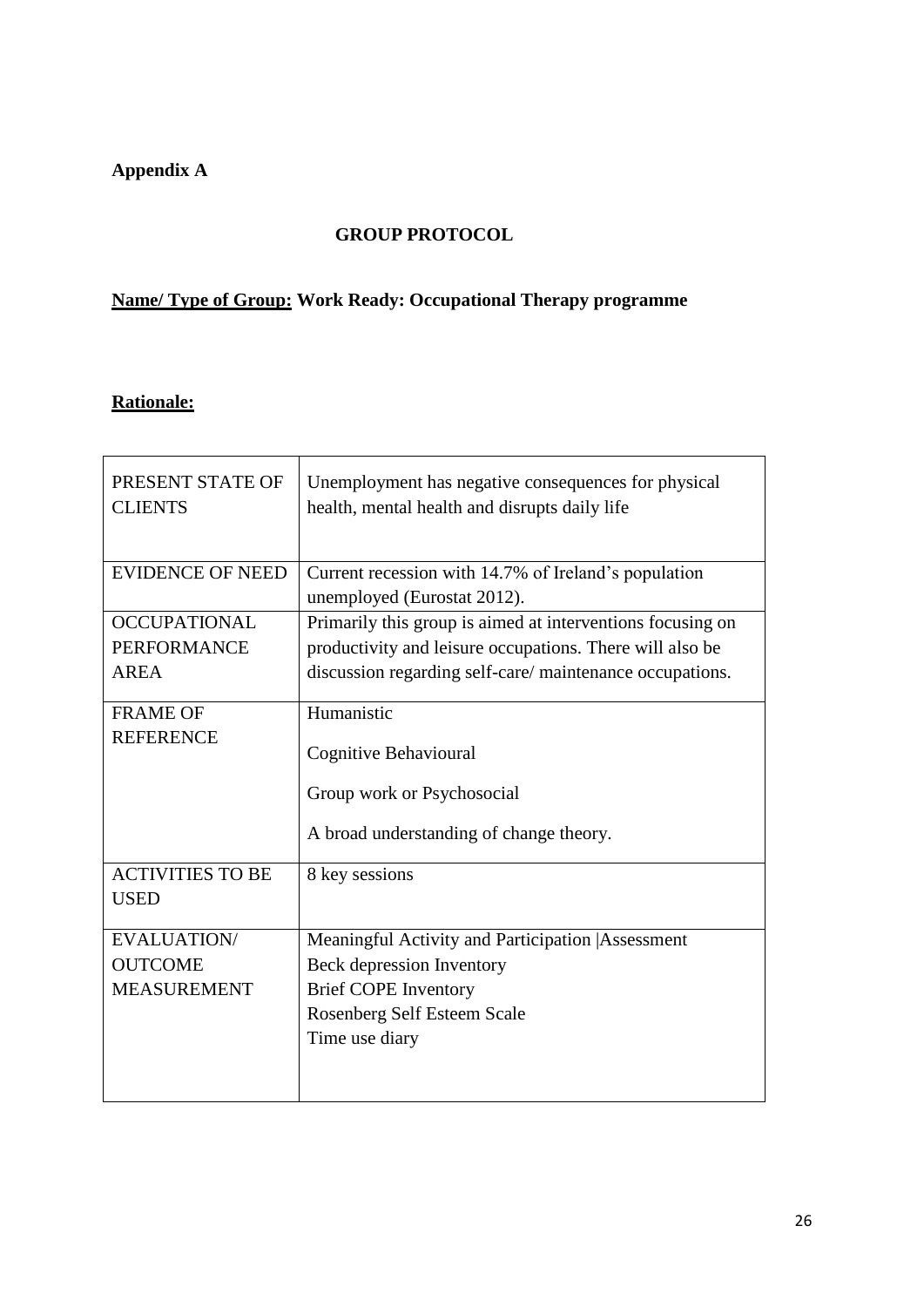**Appendix A**

**GROUP PROTOCOL**

**<u>Name/ Type of Group:</u> Work Ready: Occupational Therapy programme**

**<u>Rationale:</u>**

| | |
|---|---|
| PRESENT STATE OF CLIENTS | Unemployment has negative consequences for physical health, mental health and disrupts daily life |
| EVIDENCE OF NEED | Current recession with 14.7% of Ireland's population unemployed (Eurostat 2012). |
| OCCUPATIONAL PERFORMANCE AREA | Primarily this group is aimed at interventions focusing on productivity and leisure occupations. There will also be discussion regarding self-care/ maintenance occupations. |
| FRAME OF REFERENCE | Humanistic<br><br>Cognitive Behavioural<br><br>Group work or Psychosocial<br><br>A broad understanding of change theory. |
| ACTIVITIES TO BE USED | 8 key sessions |
| EVALUATION/ OUTCOME MEASUREMENT | Meaningful Activity and Participation Assessment<br>Beck depression Inventory<br>Brief COPE Inventory<br>Rosenberg Self Esteem Scale<br>Time use diary |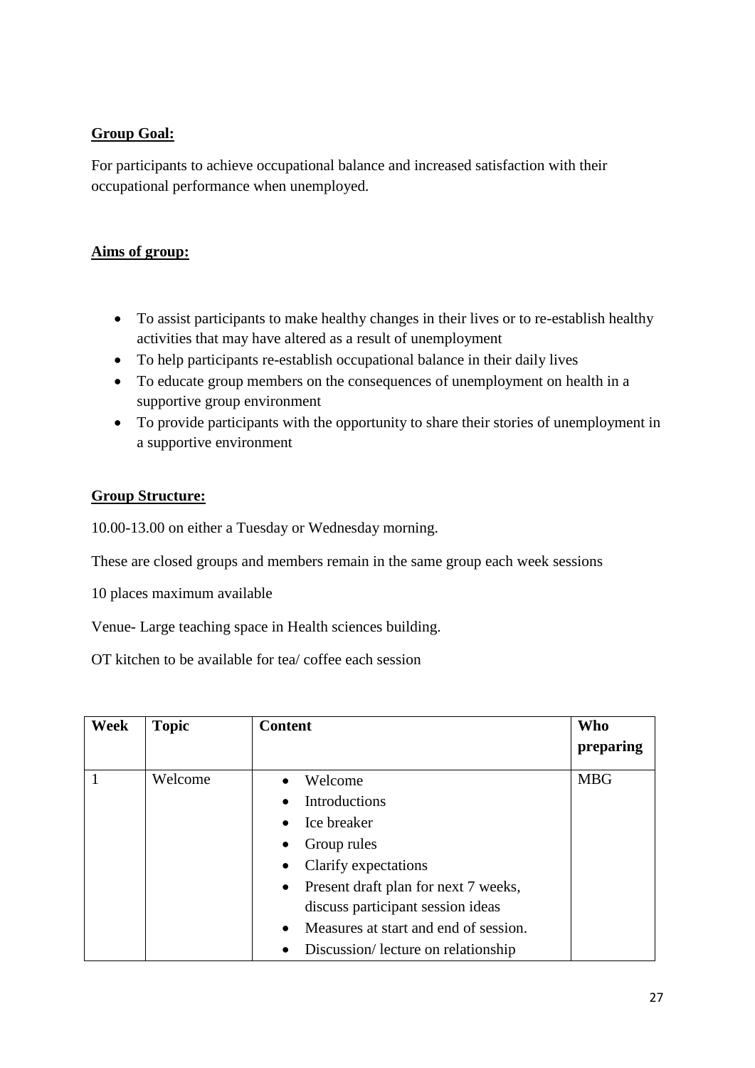**Group Goal:**

For participants to achieve occupational balance and increased satisfaction with their occupational performance when unemployed.

**Aims of group:**

- To assist participants to make healthy changes in their lives or to re-establish healthy activities that may have altered as a result of unemployment
- To help participants re-establish occupational balance in their daily lives
- To educate group members on the consequences of unemployment on health in a supportive group environment
- To provide participants with the opportunity to share their stories of unemployment in a supportive environment

**Group Structure:**

10.00-13.00 on either a Tuesday or Wednesday morning.

These are closed groups and members remain in the same group each week sessions

10 places maximum available

Venue- Large teaching space in Health sciences building.

OT kitchen to be available for tea/ coffee each session

| Week | Topic | Content | Who preparing |
|---|---|---|---|
| 1 | Welcome | • Welcome<br>• Introductions<br>• Ice breaker<br>• Group rules<br>• Clarify expectations<br>• Present draft plan for next 7 weeks, discuss participant session ideas<br>• Measures at start and end of session.<br>• Discussion/ lecture on relationship | MBG |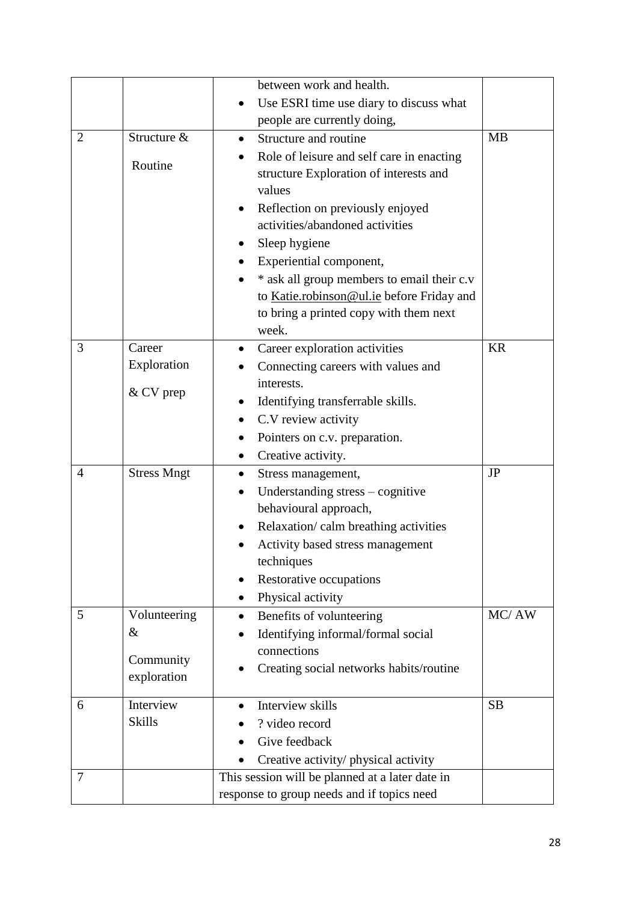| | | | |
|---|---|---|---|
| | | between work and health.<br>• Use ESRI time use diary to discuss what people are currently doing, | |
| 2 | Structure & Routine | • Structure and routine<br>• Role of leisure and self care in enacting structure Exploration of interests and values<br>• Reflection on previously enjoyed activities/abandoned activities<br>• Sleep hygiene<br>• Experiential component,<br>• * ask all group members to email their c.v to Katie.robinson@ul.ie before Friday and to bring a printed copy with them next week. | MB |
| 3 | Career Exploration & CV prep | • Career exploration activities<br>• Connecting careers with values and interests.<br>• Identifying transferrable skills.<br>• C.V review activity<br>• Pointers on c.v. preparation.<br>• Creative activity. | KR |
| 4 | Stress Mngt | • Stress management,<br>• Understanding stress – cognitive behavioural approach,<br>• Relaxation/ calm breathing activities<br>• Activity based stress management techniques<br>• Restorative occupations<br>• Physical activity | JP |
| 5 | Volunteering & Community exploration | • Benefits of volunteering<br>• Identifying informal/formal social connections<br>• Creating social networks habits/routine | MC/ AW |
| 6 | Interview Skills | • Interview skills<br>• ? video record<br>• Give feedback<br>• Creative activity/ physical activity | SB |
| 7 | | This session will be planned at a later date in response to group needs and if topics need | |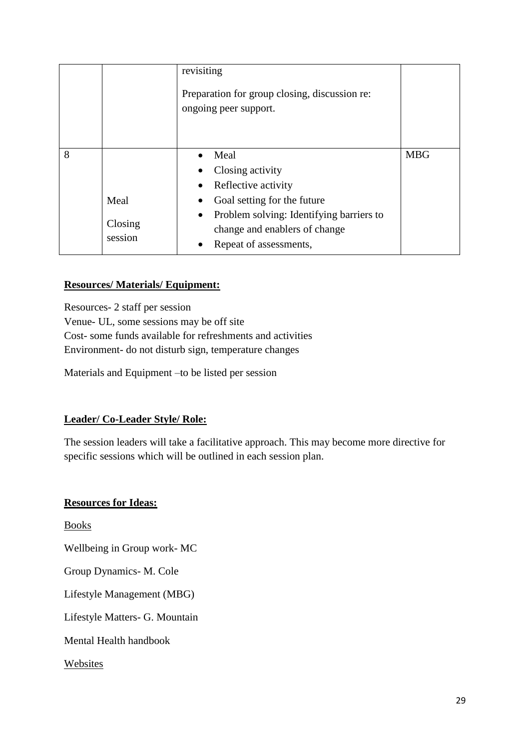| | | | |
|---|---|---|---|
| | | revisiting<br><br>Preparation for group closing, discussion re: ongoing peer support. | |
| 8 | Meal<br><br>Closing session | • Meal<br>• Closing activity<br>• Reflective activity<br>• Goal setting for the future<br>• Problem solving: Identifying barriers to change and enablers of change<br>• Repeat of assessments, | MBG |

**Resources/ Materials/ Equipment:**

Resources- 2 staff per session
Venue- UL, some sessions may be off site
Cost- some funds available for refreshments and activities
Environment- do not disturb sign, temperature changes

Materials and Equipment –to be listed per session

**Leader/ Co-Leader Style/ Role:**

The session leaders will take a facilitative approach. This may become more directive for specific sessions which will be outlined in each session plan.

**Resources for Ideas:**

Books

Wellbeing in Group work- MC

Group Dynamics- M. Cole

Lifestyle Management (MBG)

Lifestyle Matters- G. Mountain

Mental Health handbook

Websites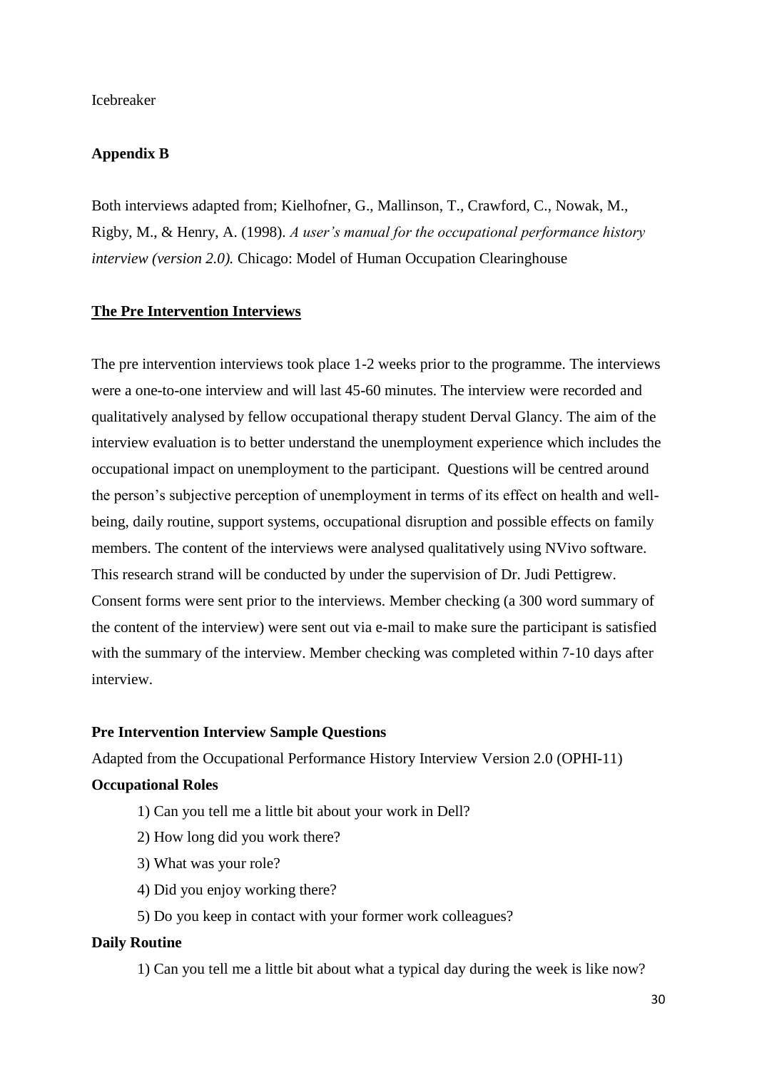Icebreaker

## Appendix B

Both interviews adapted from; Kielhofner, G., Mallinson, T., Crawford, C., Nowak, M., Rigby, M., & Henry, A. (1998). *A user's manual for the occupational performance history interview (version 2.0).* Chicago: Model of Human Occupation Clearinghouse

### <u>The Pre Intervention Interviews</u>

The pre intervention interviews took place 1-2 weeks prior to the programme. The interviews were a one-to-one interview and will last 45-60 minutes. The interview were recorded and qualitatively analysed by fellow occupational therapy student Derval Glancy. The aim of the interview evaluation is to better understand the unemployment experience which includes the occupational impact on unemployment to the participant. Questions will be centred around the person's subjective perception of unemployment in terms of its effect on health and well-being, daily routine, support systems, occupational disruption and possible effects on family members. The content of the interviews were analysed qualitatively using NVivo software. This research strand will be conducted by under the supervision of Dr. Judi Pettigrew. Consent forms were sent prior to the interviews. Member checking (a 300 word summary of the content of the interview) were sent out via e-mail to make sure the participant is satisfied with the summary of the interview. Member checking was completed within 7-10 days after interview.

**Pre Intervention Interview Sample Questions**

Adapted from the Occupational Performance History Interview Version 2.0 (OPHI-11)

**Occupational Roles**

1) Can you tell me a little bit about your work in Dell?
2) How long did you work there?
3) What was your role?
4) Did you enjoy working there?
5) Do you keep in contact with your former work colleagues?

**Daily Routine**

1) Can you tell me a little bit about what a typical day during the week is like now?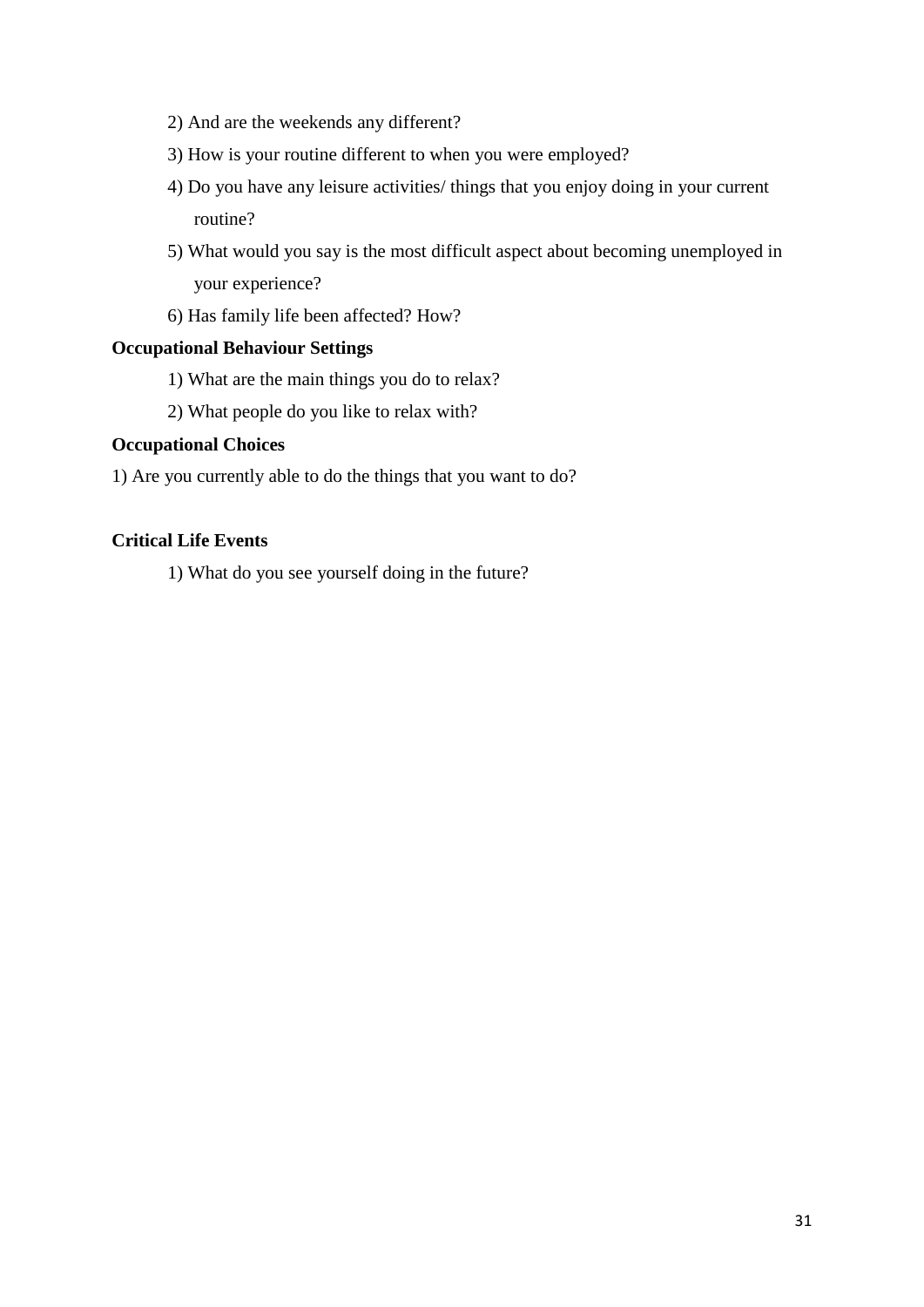2) And are the weekends any different?

3) How is your routine different to when you were employed?

4) Do you have any leisure activities/ things that you enjoy doing in your current routine?

5) What would you say is the most difficult aspect about becoming unemployed in your experience?

6) Has family life been affected? How?

**Occupational Behaviour Settings**

1) What are the main things you do to relax?

2) What people do you like to relax with?

**Occupational Choices**

1) Are you currently able to do the things that you want to do?

**Critical Life Events**

1) What do you see yourself doing in the future?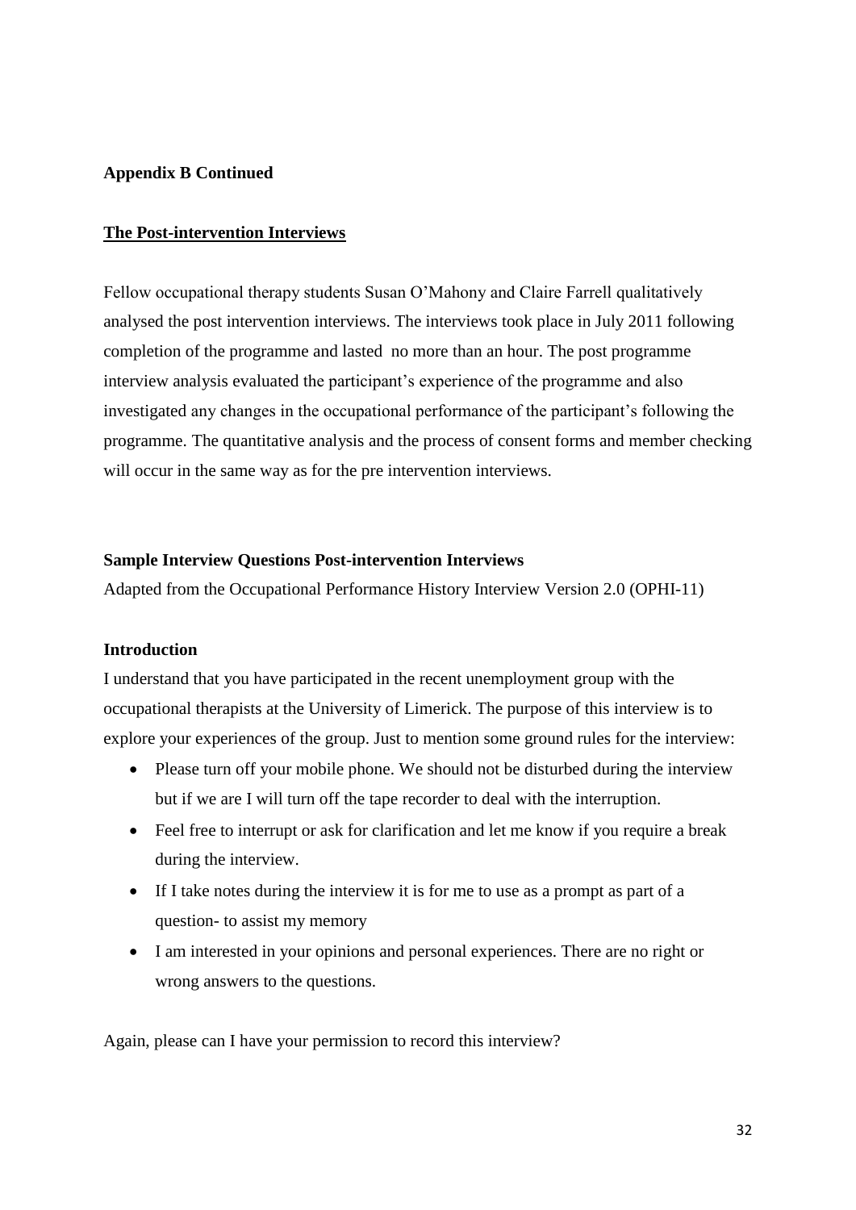**Appendix B Continued**

**The Post-intervention Interviews**

Fellow occupational therapy students Susan O'Mahony and Claire Farrell qualitatively analysed the post intervention interviews. The interviews took place in July 2011 following completion of the programme and lasted no more than an hour. The post programme interview analysis evaluated the participant's experience of the programme and also investigated any changes in the occupational performance of the participant's following the programme. The quantitative analysis and the process of consent forms and member checking will occur in the same way as for the pre intervention interviews.

**Sample Interview Questions Post-intervention Interviews**

Adapted from the Occupational Performance History Interview Version 2.0 (OPHI-11)

**Introduction**

I understand that you have participated in the recent unemployment group with the occupational therapists at the University of Limerick. The purpose of this interview is to explore your experiences of the group. Just to mention some ground rules for the interview:

- Please turn off your mobile phone. We should not be disturbed during the interview but if we are I will turn off the tape recorder to deal with the interruption.
- Feel free to interrupt or ask for clarification and let me know if you require a break during the interview.
- If I take notes during the interview it is for me to use as a prompt as part of a question- to assist my memory
- I am interested in your opinions and personal experiences. There are no right or wrong answers to the questions.

Again, please can I have your permission to record this interview?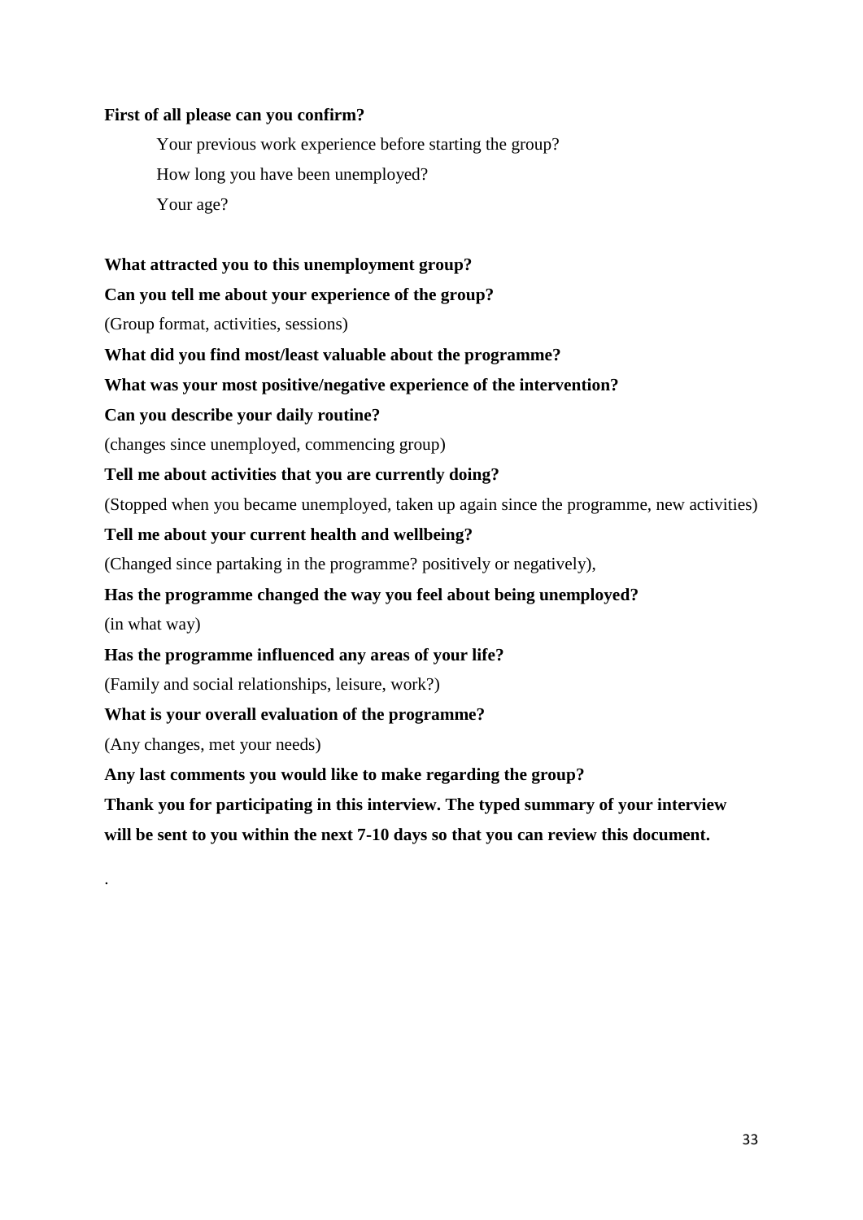**First of all please can you confirm?**

Your previous work experience before starting the group?

How long you have been unemployed?

Your age?

**What attracted you to this unemployment group?**

**Can you tell me about your experience of the group?**

(Group format, activities, sessions)

**What did you find most/least valuable about the programme?**

**What was your most positive/negative experience of the intervention?**

**Can you describe your daily routine?**

(changes since unemployed, commencing group)

**Tell me about activities that you are currently doing?**

(Stopped when you became unemployed, taken up again since the programme, new activities)

**Tell me about your current health and wellbeing?**

(Changed since partaking in the programme? positively or negatively),

**Has the programme changed the way you feel about being unemployed?**

(in what way)

**Has the programme influenced any areas of your life?**

(Family and social relationships, leisure, work?)

**What is your overall evaluation of the programme?**

(Any changes, met your needs)

**Any last comments you would like to make regarding the group?**

**Thank you for participating in this interview. The typed summary of your interview will be sent to you within the next 7-10 days so that you can review this document.**

.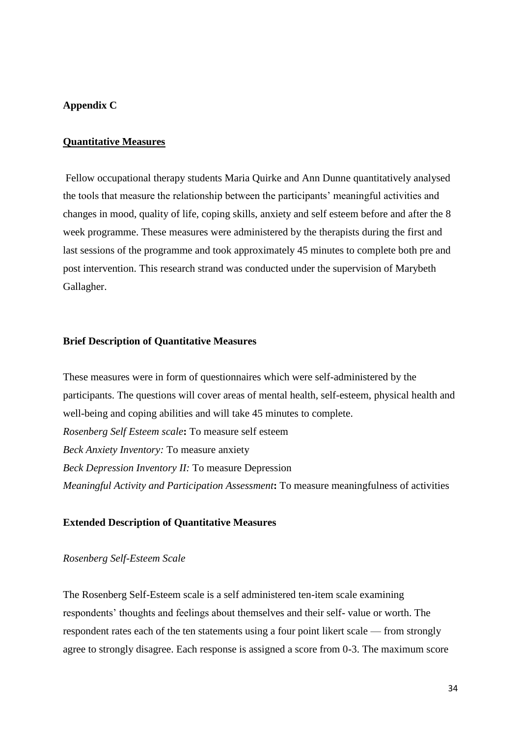**Appendix C**

**Quantitative Measures**

Fellow occupational therapy students Maria Quirke and Ann Dunne quantitatively analysed the tools that measure the relationship between the participants' meaningful activities and changes in mood, quality of life, coping skills, anxiety and self esteem before and after the 8 week programme. These measures were administered by the therapists during the first and last sessions of the programme and took approximately 45 minutes to complete both pre and post intervention. This research strand was conducted under the supervision of Marybeth Gallagher.

**Brief Description of Quantitative Measures**

These measures were in form of questionnaires which were self-administered by the participants. The questions will cover areas of mental health, self-esteem, physical health and well-being and coping abilities and will take 45 minutes to complete.
*Rosenberg Self Esteem scale***:** To measure self esteem
*Beck Anxiety Inventory:* To measure anxiety
*Beck Depression Inventory II:* To measure Depression
*Meaningful Activity and Participation Assessment***:** To measure meaningfulness of activities

**Extended Description of Quantitative Measures**

*Rosenberg Self-Esteem Scale*

The Rosenberg Self-Esteem scale is a self administered ten-item scale examining respondents' thoughts and feelings about themselves and their self- value or worth. The respondent rates each of the ten statements using a four point likert scale — from strongly agree to strongly disagree. Each response is assigned a score from 0-3. The maximum score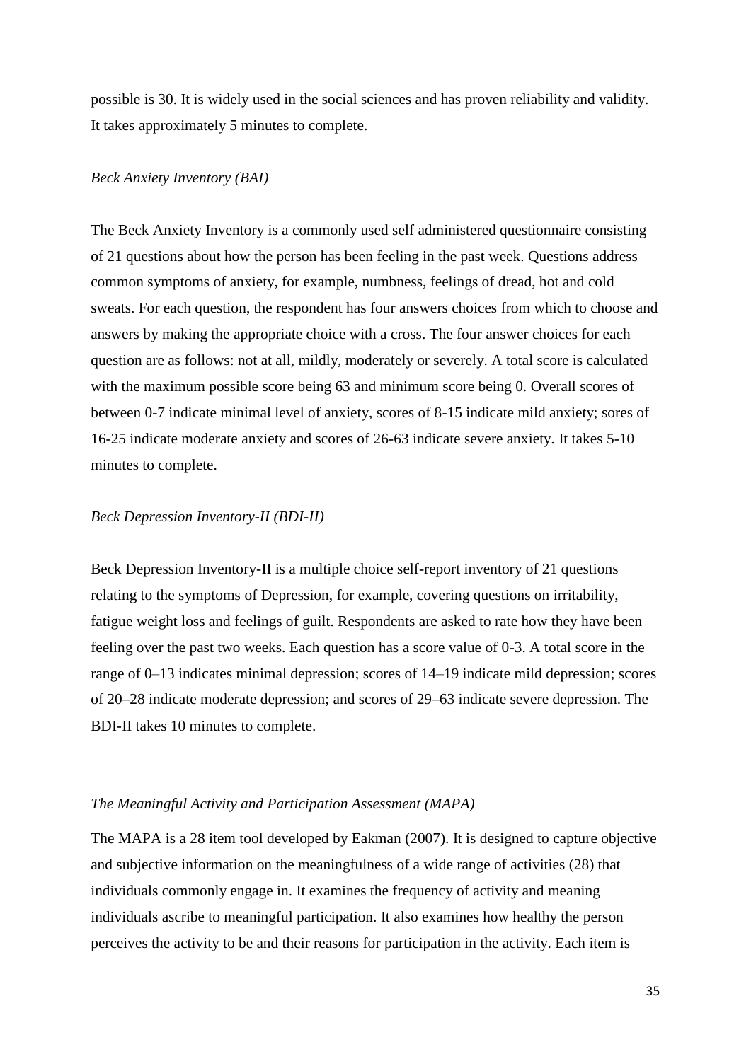possible is 30. It is widely used in the social sciences and has proven reliability and validity. It takes approximately 5 minutes to complete.

*Beck Anxiety Inventory (BAI)*

The Beck Anxiety Inventory is a commonly used self administered questionnaire consisting of 21 questions about how the person has been feeling in the past week. Questions address common symptoms of anxiety, for example, numbness, feelings of dread, hot and cold sweats. For each question, the respondent has four answers choices from which to choose and answers by making the appropriate choice with a cross. The four answer choices for each question are as follows: not at all, mildly, moderately or severely. A total score is calculated with the maximum possible score being 63 and minimum score being 0. Overall scores of between 0-7 indicate minimal level of anxiety, scores of 8-15 indicate mild anxiety; sores of 16-25 indicate moderate anxiety and scores of 26-63 indicate severe anxiety. It takes 5-10 minutes to complete.

*Beck Depression Inventory-II (BDI-II)*

Beck Depression Inventory-II is a multiple choice self-report inventory of 21 questions relating to the symptoms of Depression, for example, covering questions on irritability, fatigue weight loss and feelings of guilt. Respondents are asked to rate how they have been feeling over the past two weeks. Each question has a score value of 0-3. A total score in the range of 0–13 indicates minimal depression; scores of 14–19 indicate mild depression; scores of 20–28 indicate moderate depression; and scores of 29–63 indicate severe depression. The BDI-II takes 10 minutes to complete.

*The Meaningful Activity and Participation Assessment (MAPA)*

The MAPA is a 28 item tool developed by Eakman (2007). It is designed to capture objective and subjective information on the meaningfulness of a wide range of activities (28) that individuals commonly engage in. It examines the frequency of activity and meaning individuals ascribe to meaningful participation. It also examines how healthy the person perceives the activity to be and their reasons for participation in the activity. Each item is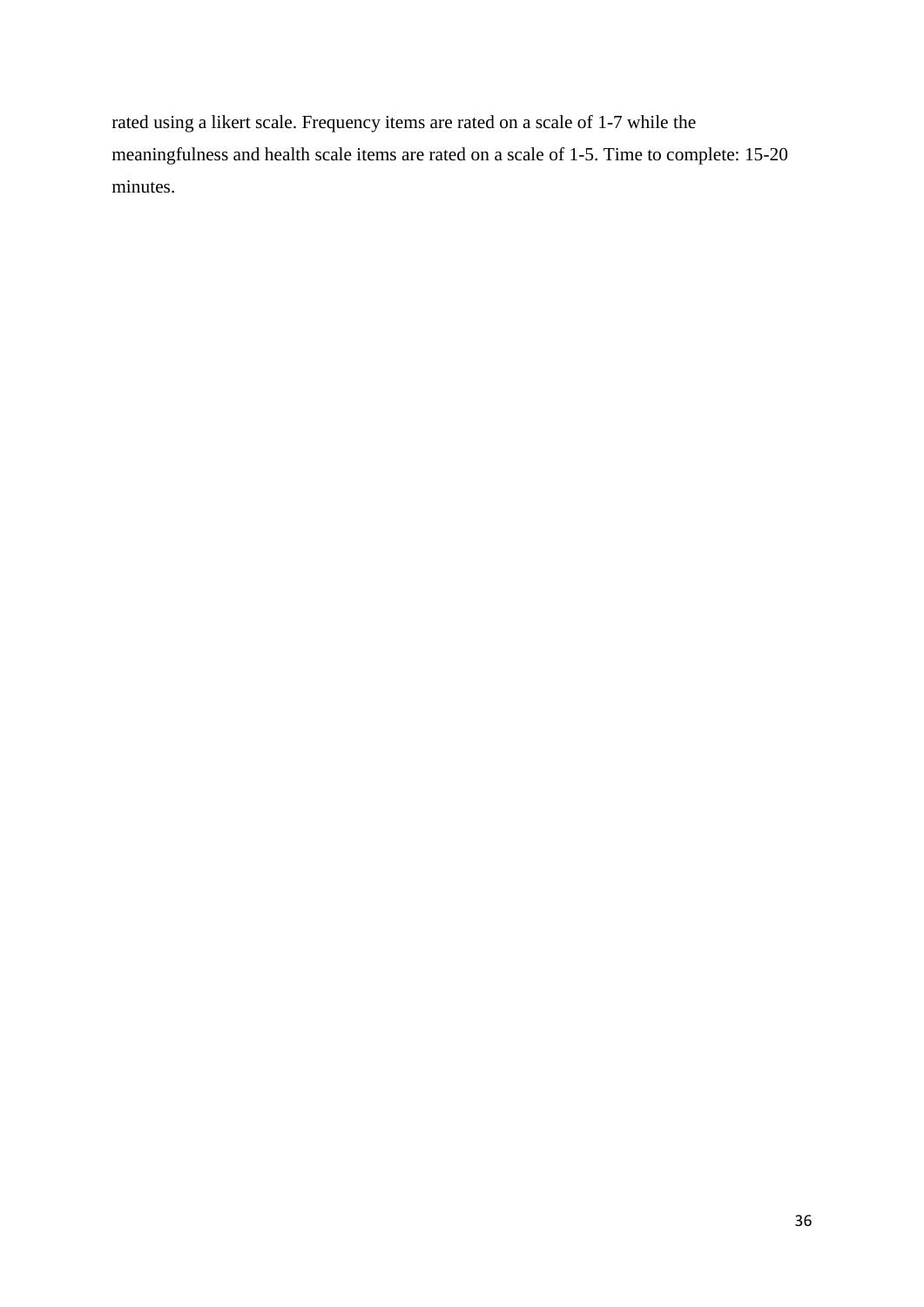rated using a likert scale. Frequency items are rated on a scale of 1-7 while the meaningfulness and health scale items are rated on a scale of 1-5. Time to complete: 15-20 minutes.